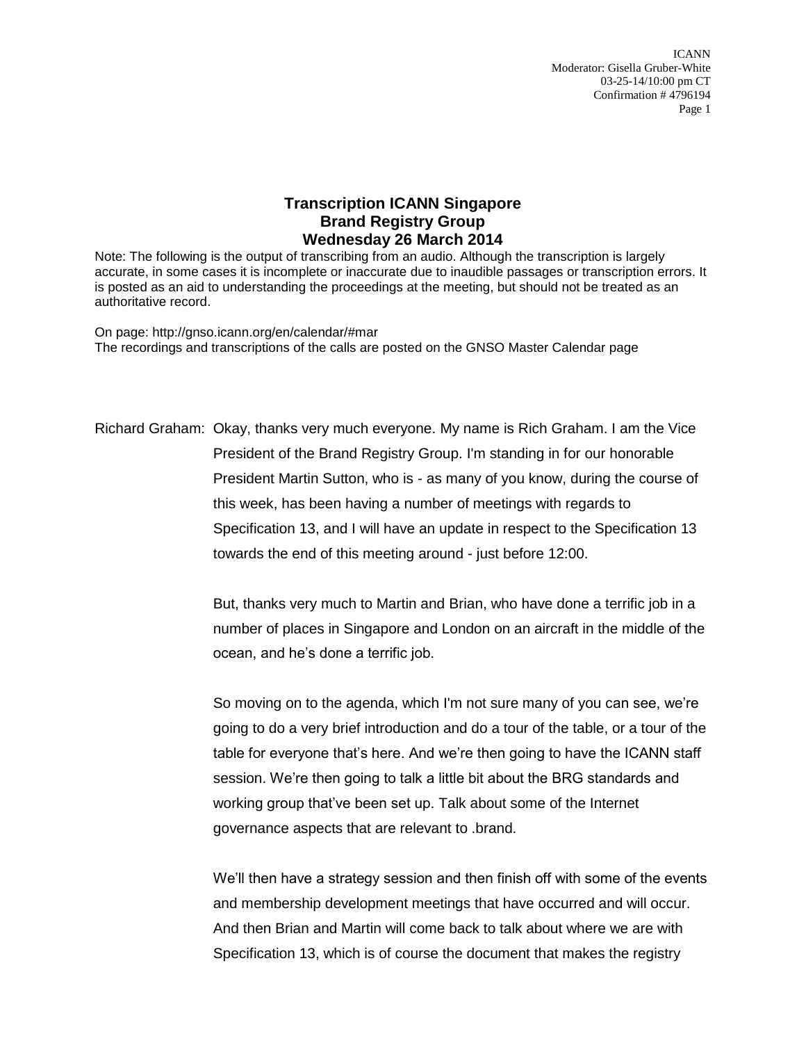# Transcription ICANN Singapore
# Brand Registry Group
# Wednesday 26 March 2014

Note: The following is the output of transcribing from an audio. Although the transcription is largely accurate, in some cases it is incomplete or inaccurate due to inaudible passages or transcription errors. It is posted as an aid to understanding the proceedings at the meeting, but should not be treated as an authoritative record.

On page: http://gnso.icann.org/en/calendar/#mar
The recordings and transcriptions of the calls are posted on the GNSO Master Calendar page

Richard Graham: Okay, thanks very much everyone. My name is Rich Graham. I am the Vice President of the Brand Registry Group. I'm standing in for our honorable President Martin Sutton, who is - as many of you know, during the course of this week, has been having a number of meetings with regards to Specification 13, and I will have an update in respect to the Specification 13 towards the end of this meeting around - just before 12:00.

But, thanks very much to Martin and Brian, who have done a terrific job in a number of places in Singapore and London on an aircraft in the middle of the ocean, and he's done a terrific job.

So moving on to the agenda, which I'm not sure many of you can see, we're going to do a very brief introduction and do a tour of the table, or a tour of the table for everyone that's here. And we're then going to have the ICANN staff session. We're then going to talk a little bit about the BRG standards and working group that've been set up. Talk about some of the Internet governance aspects that are relevant to .brand.

We'll then have a strategy session and then finish off with some of the events and membership development meetings that have occurred and will occur. And then Brian and Martin will come back to talk about where we are with Specification 13, which is of course the document that makes the registry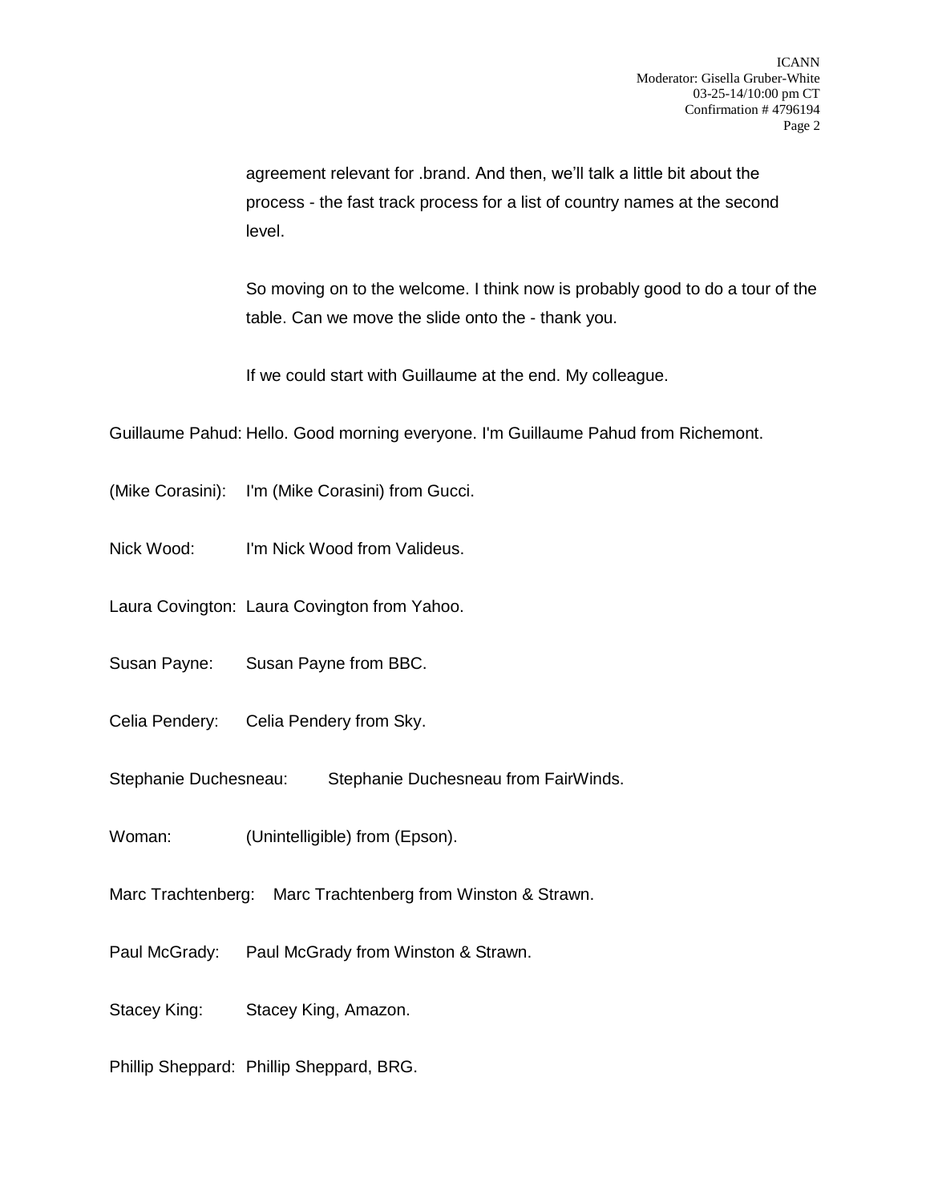agreement relevant for .brand. And then, we'll talk a little bit about the process - the fast track process for a list of country names at the second level.

So moving on to the welcome. I think now is probably good to do a tour of the table. Can we move the slide onto the - thank you.

If we could start with Guillaume at the end. My colleague.

Guillaume Pahud: Hello. Good morning everyone. I'm Guillaume Pahud from Richemont.

(Mike Corasini): I'm (Mike Corasini) from Gucci.

Nick Wood: I'm Nick Wood from Valideus.

Laura Covington: Laura Covington from Yahoo.

Susan Payne: Susan Payne from BBC.

Celia Pendery: Celia Pendery from Sky.

Stephanie Duchesneau: Stephanie Duchesneau from FairWinds.

Woman: (Unintelligible) from (Epson).

Marc Trachtenberg: Marc Trachtenberg from Winston & Strawn.

Paul McGrady: Paul McGrady from Winston & Strawn.

Stacey King: Stacey King, Amazon.

Phillip Sheppard: Phillip Sheppard, BRG.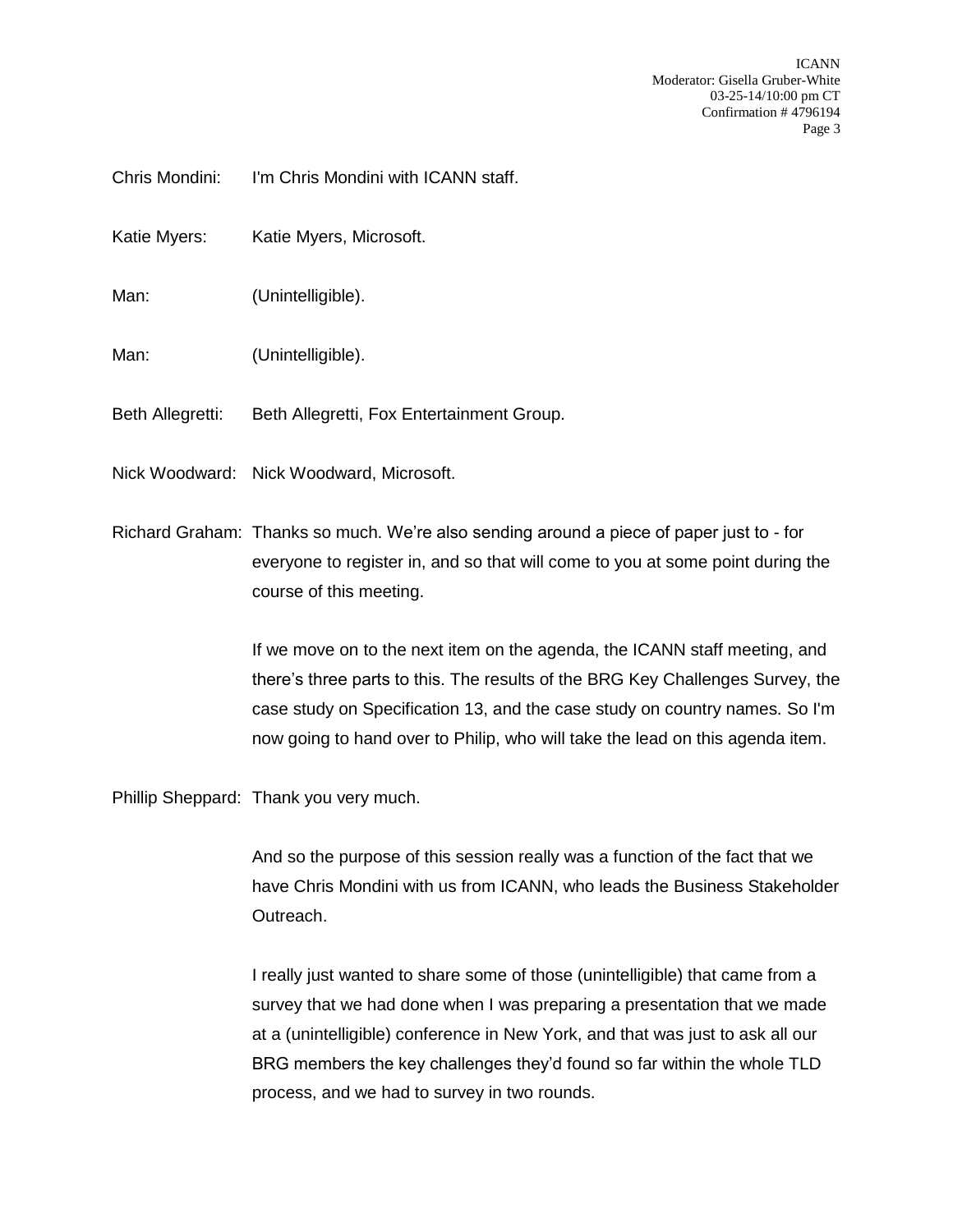Chris Mondini: I'm Chris Mondini with ICANN staff.

Katie Myers: Katie Myers, Microsoft.

Man: (Unintelligible).

Man: (Unintelligible).

Beth Allegretti: Beth Allegretti, Fox Entertainment Group.

Nick Woodward: Nick Woodward, Microsoft.

Richard Graham: Thanks so much. We're also sending around a piece of paper just to - for everyone to register in, and so that will come to you at some point during the course of this meeting.

If we move on to the next item on the agenda, the ICANN staff meeting, and there's three parts to this. The results of the BRG Key Challenges Survey, the case study on Specification 13, and the case study on country names. So I'm now going to hand over to Philip, who will take the lead on this agenda item.

Phillip Sheppard: Thank you very much.

And so the purpose of this session really was a function of the fact that we have Chris Mondini with us from ICANN, who leads the Business Stakeholder Outreach.

I really just wanted to share some of those (unintelligible) that came from a survey that we had done when I was preparing a presentation that we made at a (unintelligible) conference in New York, and that was just to ask all our BRG members the key challenges they'd found so far within the whole TLD process, and we had to survey in two rounds.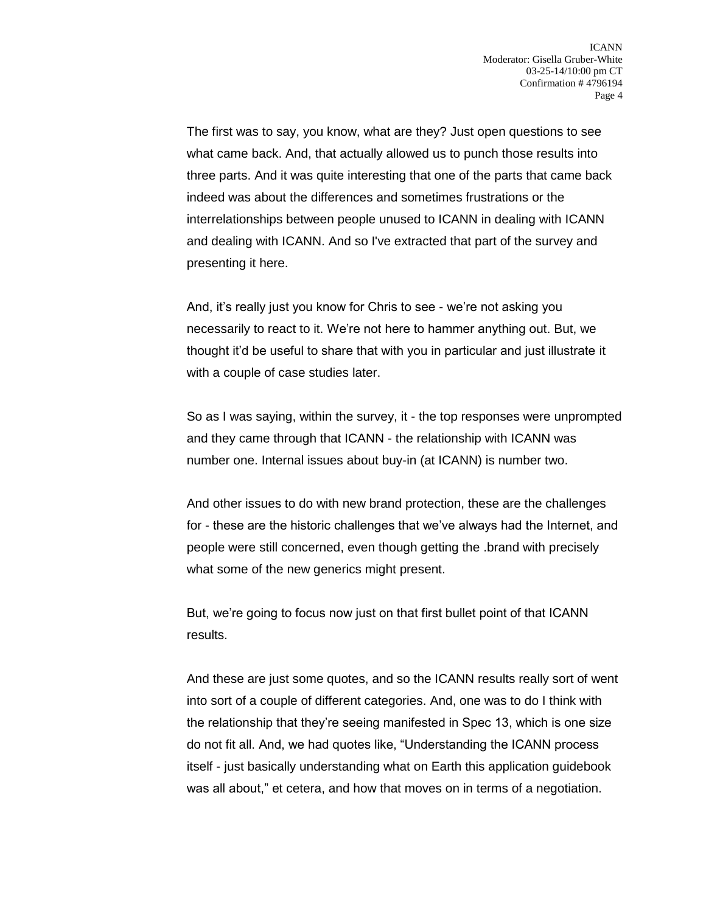The first was to say, you know, what are they? Just open questions to see what came back. And, that actually allowed us to punch those results into three parts. And it was quite interesting that one of the parts that came back indeed was about the differences and sometimes frustrations or the interrelationships between people unused to ICANN in dealing with ICANN and dealing with ICANN. And so I've extracted that part of the survey and presenting it here.

And, it's really just you know for Chris to see - we're not asking you necessarily to react to it. We're not here to hammer anything out. But, we thought it'd be useful to share that with you in particular and just illustrate it with a couple of case studies later.

So as I was saying, within the survey, it - the top responses were unprompted and they came through that ICANN - the relationship with ICANN was number one. Internal issues about buy-in (at ICANN) is number two.

And other issues to do with new brand protection, these are the challenges for - these are the historic challenges that we've always had the Internet, and people were still concerned, even though getting the .brand with precisely what some of the new generics might present.

But, we're going to focus now just on that first bullet point of that ICANN results.

And these are just some quotes, and so the ICANN results really sort of went into sort of a couple of different categories. And, one was to do I think with the relationship that they're seeing manifested in Spec 13, which is one size do not fit all. And, we had quotes like, "Understanding the ICANN process itself - just basically understanding what on Earth this application guidebook was all about," et cetera, and how that moves on in terms of a negotiation.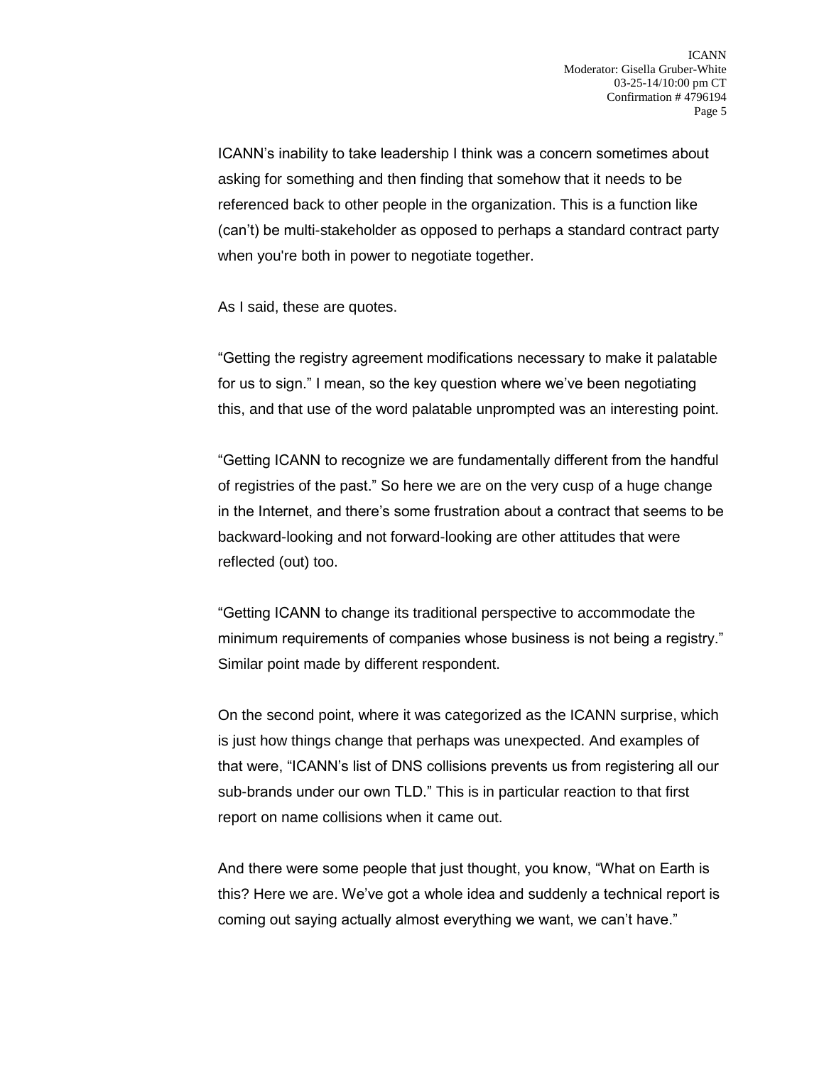ICANN's inability to take leadership I think was a concern sometimes about asking for something and then finding that somehow that it needs to be referenced back to other people in the organization. This is a function like (can't) be multi-stakeholder as opposed to perhaps a standard contract party when you're both in power to negotiate together.

As I said, these are quotes.

"Getting the registry agreement modifications necessary to make it palatable for us to sign." I mean, so the key question where we've been negotiating this, and that use of the word palatable unprompted was an interesting point.

"Getting ICANN to recognize we are fundamentally different from the handful of registries of the past." So here we are on the very cusp of a huge change in the Internet, and there's some frustration about a contract that seems to be backward-looking and not forward-looking are other attitudes that were reflected (out) too.

"Getting ICANN to change its traditional perspective to accommodate the minimum requirements of companies whose business is not being a registry." Similar point made by different respondent.

On the second point, where it was categorized as the ICANN surprise, which is just how things change that perhaps was unexpected. And examples of that were, "ICANN's list of DNS collisions prevents us from registering all our sub-brands under our own TLD." This is in particular reaction to that first report on name collisions when it came out.

And there were some people that just thought, you know, "What on Earth is this? Here we are. We've got a whole idea and suddenly a technical report is coming out saying actually almost everything we want, we can't have."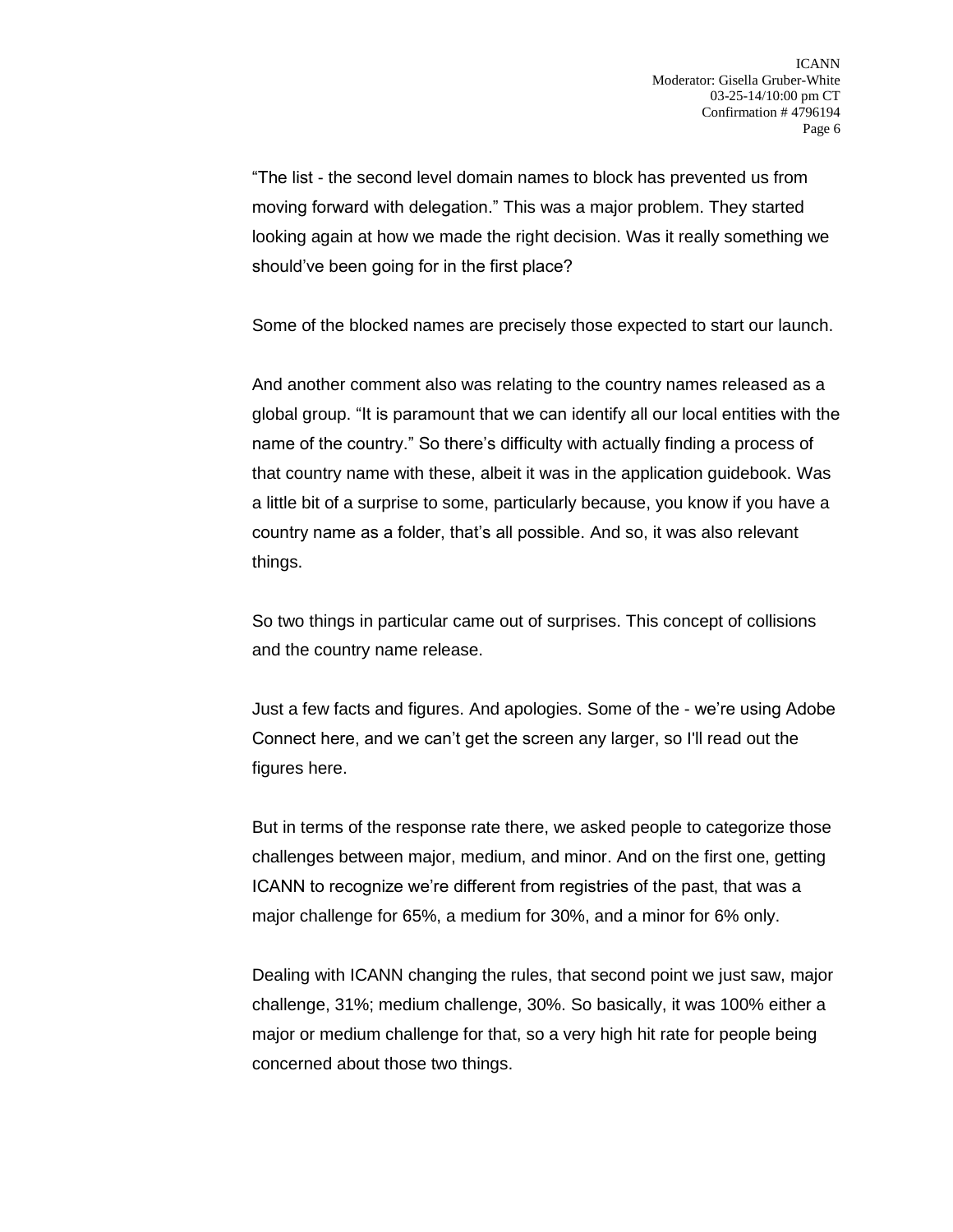"The list - the second level domain names to block has prevented us from moving forward with delegation." This was a major problem. They started looking again at how we made the right decision. Was it really something we should've been going for in the first place?

Some of the blocked names are precisely those expected to start our launch.

And another comment also was relating to the country names released as a global group. "It is paramount that we can identify all our local entities with the name of the country." So there's difficulty with actually finding a process of that country name with these, albeit it was in the application guidebook. Was a little bit of a surprise to some, particularly because, you know if you have a country name as a folder, that's all possible. And so, it was also relevant things.

So two things in particular came out of surprises. This concept of collisions and the country name release.

Just a few facts and figures. And apologies. Some of the - we're using Adobe Connect here, and we can't get the screen any larger, so I'll read out the figures here.

But in terms of the response rate there, we asked people to categorize those challenges between major, medium, and minor. And on the first one, getting ICANN to recognize we're different from registries of the past, that was a major challenge for 65%, a medium for 30%, and a minor for 6% only.

Dealing with ICANN changing the rules, that second point we just saw, major challenge, 31%; medium challenge, 30%. So basically, it was 100% either a major or medium challenge for that, so a very high hit rate for people being concerned about those two things.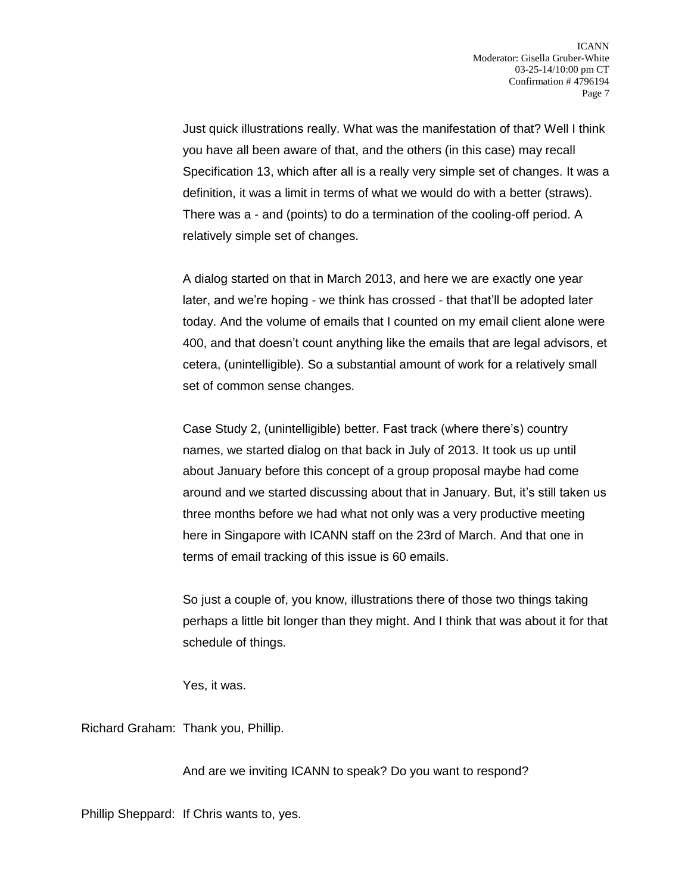Just quick illustrations really. What was the manifestation of that? Well I think you have all been aware of that, and the others (in this case) may recall Specification 13, which after all is a really very simple set of changes. It was a definition, it was a limit in terms of what we would do with a better (straws). There was a - and (points) to do a termination of the cooling-off period. A relatively simple set of changes.

A dialog started on that in March 2013, and here we are exactly one year later, and we're hoping - we think has crossed - that that'll be adopted later today. And the volume of emails that I counted on my email client alone were 400, and that doesn't count anything like the emails that are legal advisors, et cetera, (unintelligible). So a substantial amount of work for a relatively small set of common sense changes.

Case Study 2, (unintelligible) better. Fast track (where there's) country names, we started dialog on that back in July of 2013. It took us up until about January before this concept of a group proposal maybe had come around and we started discussing about that in January. But, it's still taken us three months before we had what not only was a very productive meeting here in Singapore with ICANN staff on the 23rd of March. And that one in terms of email tracking of this issue is 60 emails.

So just a couple of, you know, illustrations there of those two things taking perhaps a little bit longer than they might. And I think that was about it for that schedule of things.

Yes, it was.

Richard Graham: Thank you, Phillip.

And are we inviting ICANN to speak? Do you want to respond?

Phillip Sheppard: If Chris wants to, yes.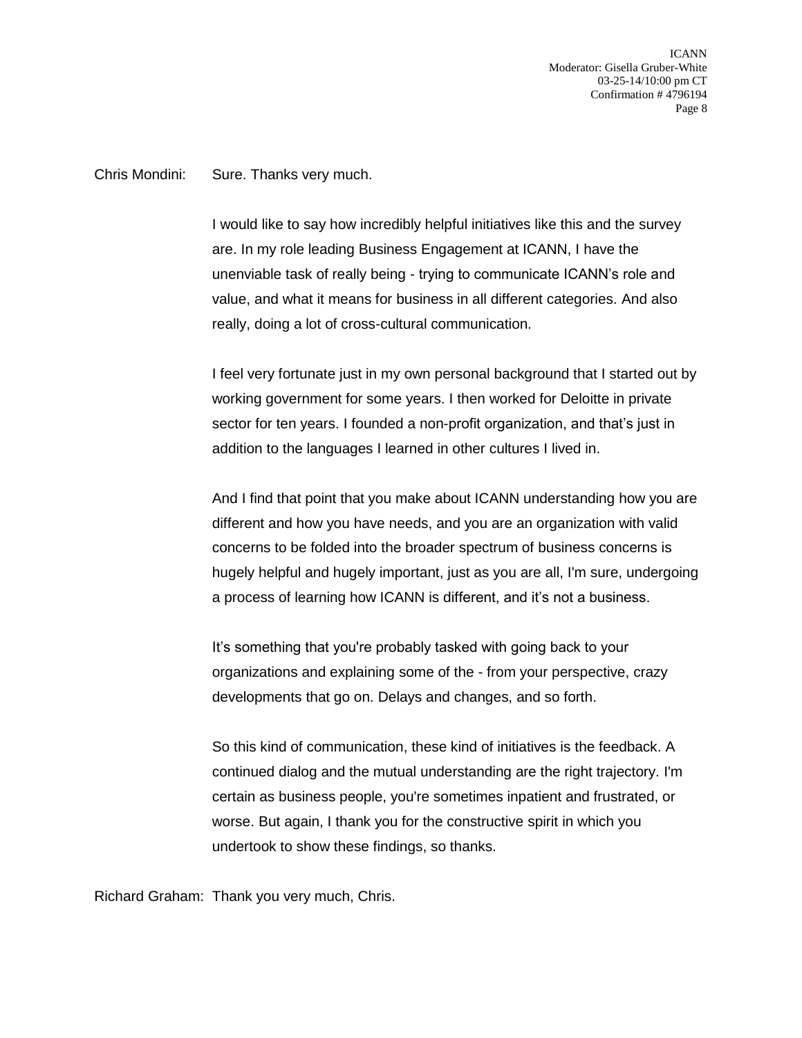Chris Mondini: Sure. Thanks very much.

I would like to say how incredibly helpful initiatives like this and the survey are. In my role leading Business Engagement at ICANN, I have the unenviable task of really being - trying to communicate ICANN's role and value, and what it means for business in all different categories. And also really, doing a lot of cross-cultural communication.

I feel very fortunate just in my own personal background that I started out by working government for some years. I then worked for Deloitte in private sector for ten years. I founded a non-profit organization, and that's just in addition to the languages I learned in other cultures I lived in.

And I find that point that you make about ICANN understanding how you are different and how you have needs, and you are an organization with valid concerns to be folded into the broader spectrum of business concerns is hugely helpful and hugely important, just as you are all, I'm sure, undergoing a process of learning how ICANN is different, and it's not a business.

It's something that you're probably tasked with going back to your organizations and explaining some of the - from your perspective, crazy developments that go on. Delays and changes, and so forth.

So this kind of communication, these kind of initiatives is the feedback. A continued dialog and the mutual understanding are the right trajectory. I'm certain as business people, you're sometimes inpatient and frustrated, or worse. But again, I thank you for the constructive spirit in which you undertook to show these findings, so thanks.

Richard Graham: Thank you very much, Chris.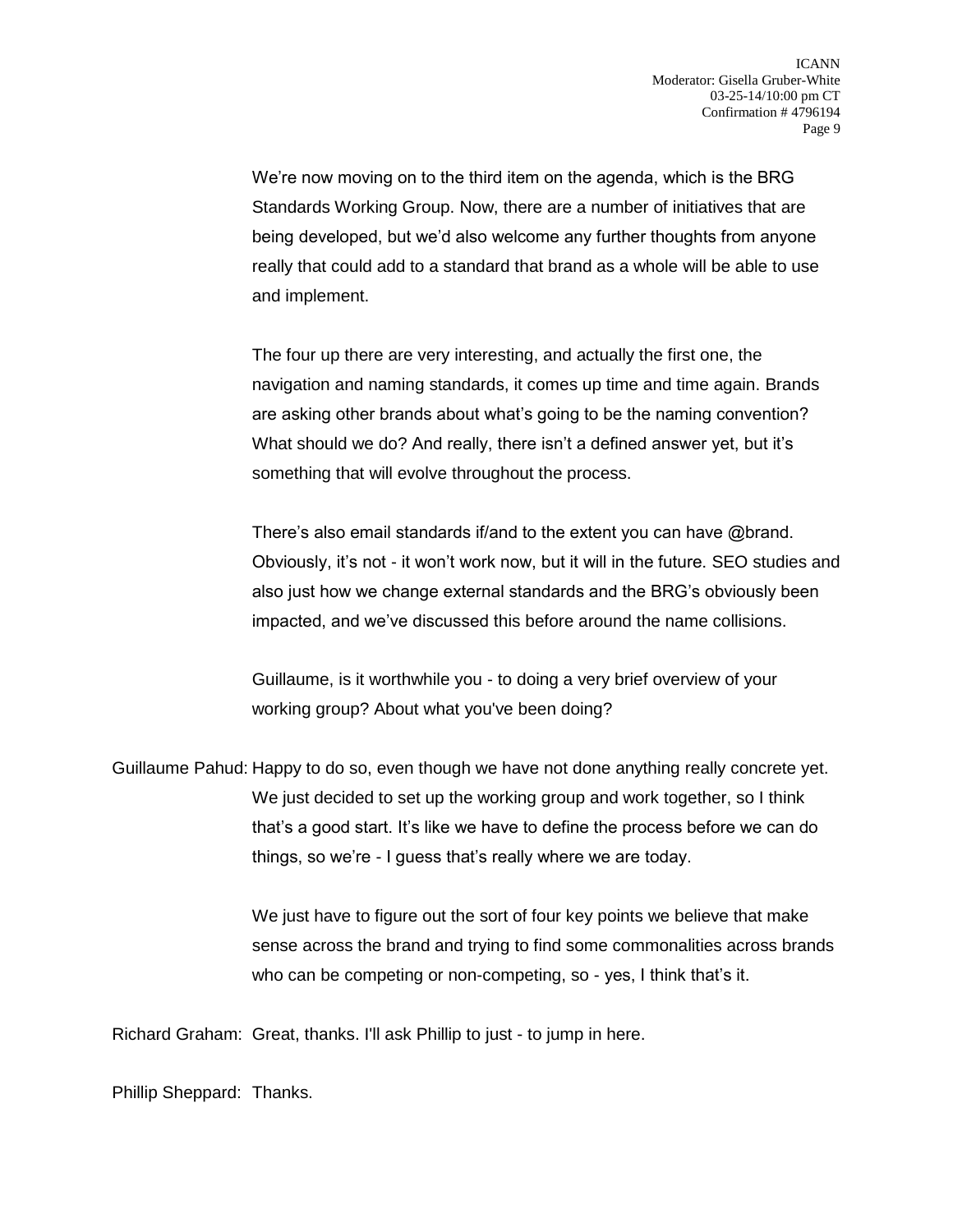We're now moving on to the third item on the agenda, which is the BRG Standards Working Group. Now, there are a number of initiatives that are being developed, but we'd also welcome any further thoughts from anyone really that could add to a standard that brand as a whole will be able to use and implement.

The four up there are very interesting, and actually the first one, the navigation and naming standards, it comes up time and time again. Brands are asking other brands about what's going to be the naming convention? What should we do? And really, there isn't a defined answer yet, but it's something that will evolve throughout the process.

There's also email standards if/and to the extent you can have @brand. Obviously, it's not - it won't work now, but it will in the future. SEO studies and also just how we change external standards and the BRG's obviously been impacted, and we've discussed this before around the name collisions.

Guillaume, is it worthwhile you - to doing a very brief overview of your working group? About what you've been doing?

Guillaume Pahud: Happy to do so, even though we have not done anything really concrete yet. We just decided to set up the working group and work together, so I think that's a good start. It's like we have to define the process before we can do things, so we're - I guess that's really where we are today.

We just have to figure out the sort of four key points we believe that make sense across the brand and trying to find some commonalities across brands who can be competing or non-competing, so - yes, I think that's it.

Richard Graham: Great, thanks. I'll ask Phillip to just - to jump in here.

Phillip Sheppard: Thanks.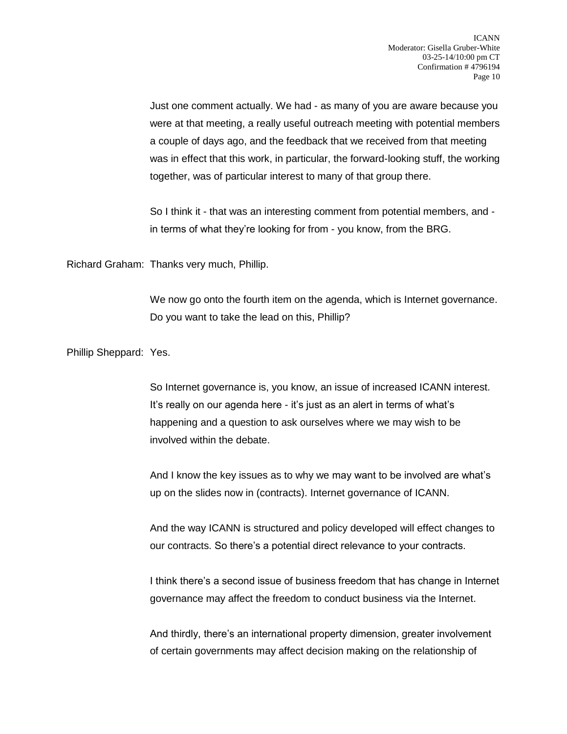Just one comment actually. We had - as many of you are aware because you were at that meeting, a really useful outreach meeting with potential members a couple of days ago, and the feedback that we received from that meeting was in effect that this work, in particular, the forward-looking stuff, the working together, was of particular interest to many of that group there.

So I think it - that was an interesting comment from potential members, and - in terms of what they're looking for from - you know, from the BRG.

Richard Graham: Thanks very much, Phillip.

We now go onto the fourth item on the agenda, which is Internet governance. Do you want to take the lead on this, Phillip?

Phillip Sheppard: Yes.

So Internet governance is, you know, an issue of increased ICANN interest. It's really on our agenda here - it's just as an alert in terms of what's happening and a question to ask ourselves where we may wish to be involved within the debate.

And I know the key issues as to why we may want to be involved are what's up on the slides now in (contracts). Internet governance of ICANN.

And the way ICANN is structured and policy developed will effect changes to our contracts. So there's a potential direct relevance to your contracts.

I think there's a second issue of business freedom that has change in Internet governance may affect the freedom to conduct business via the Internet.

And thirdly, there's an international property dimension, greater involvement of certain governments may affect decision making on the relationship of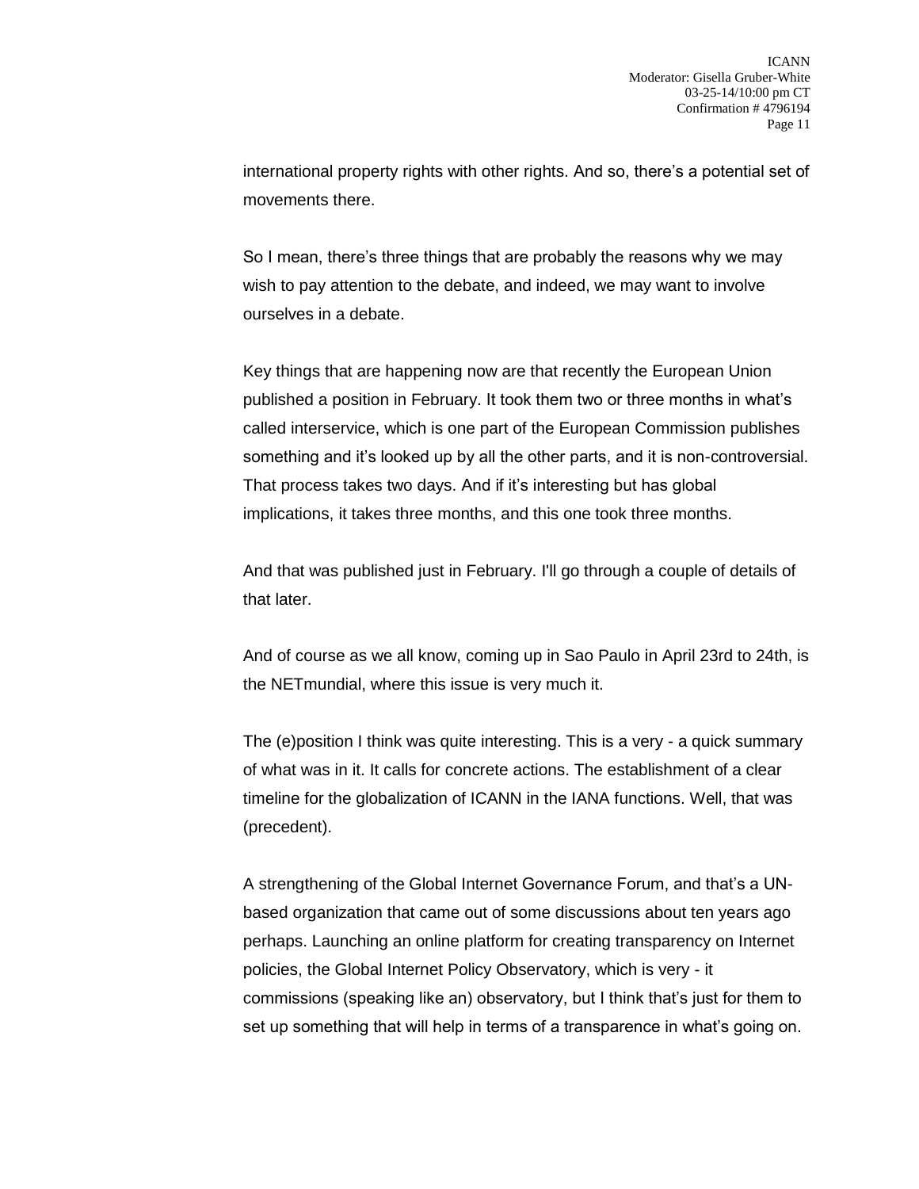international property rights with other rights. And so, there's a potential set of movements there.

So I mean, there's three things that are probably the reasons why we may wish to pay attention to the debate, and indeed, we may want to involve ourselves in a debate.

Key things that are happening now are that recently the European Union published a position in February. It took them two or three months in what's called interservice, which is one part of the European Commission publishes something and it's looked up by all the other parts, and it is non-controversial. That process takes two days. And if it's interesting but has global implications, it takes three months, and this one took three months.

And that was published just in February. I'll go through a couple of details of that later.

And of course as we all know, coming up in Sao Paulo in April 23rd to 24th, is the NETmundial, where this issue is very much it.

The (e)position I think was quite interesting. This is a very - a quick summary of what was in it. It calls for concrete actions. The establishment of a clear timeline for the globalization of ICANN in the IANA functions. Well, that was (precedent).

A strengthening of the Global Internet Governance Forum, and that's a UN-based organization that came out of some discussions about ten years ago perhaps. Launching an online platform for creating transparency on Internet policies, the Global Internet Policy Observatory, which is very - it commissions (speaking like an) observatory, but I think that's just for them to set up something that will help in terms of a transparence in what's going on.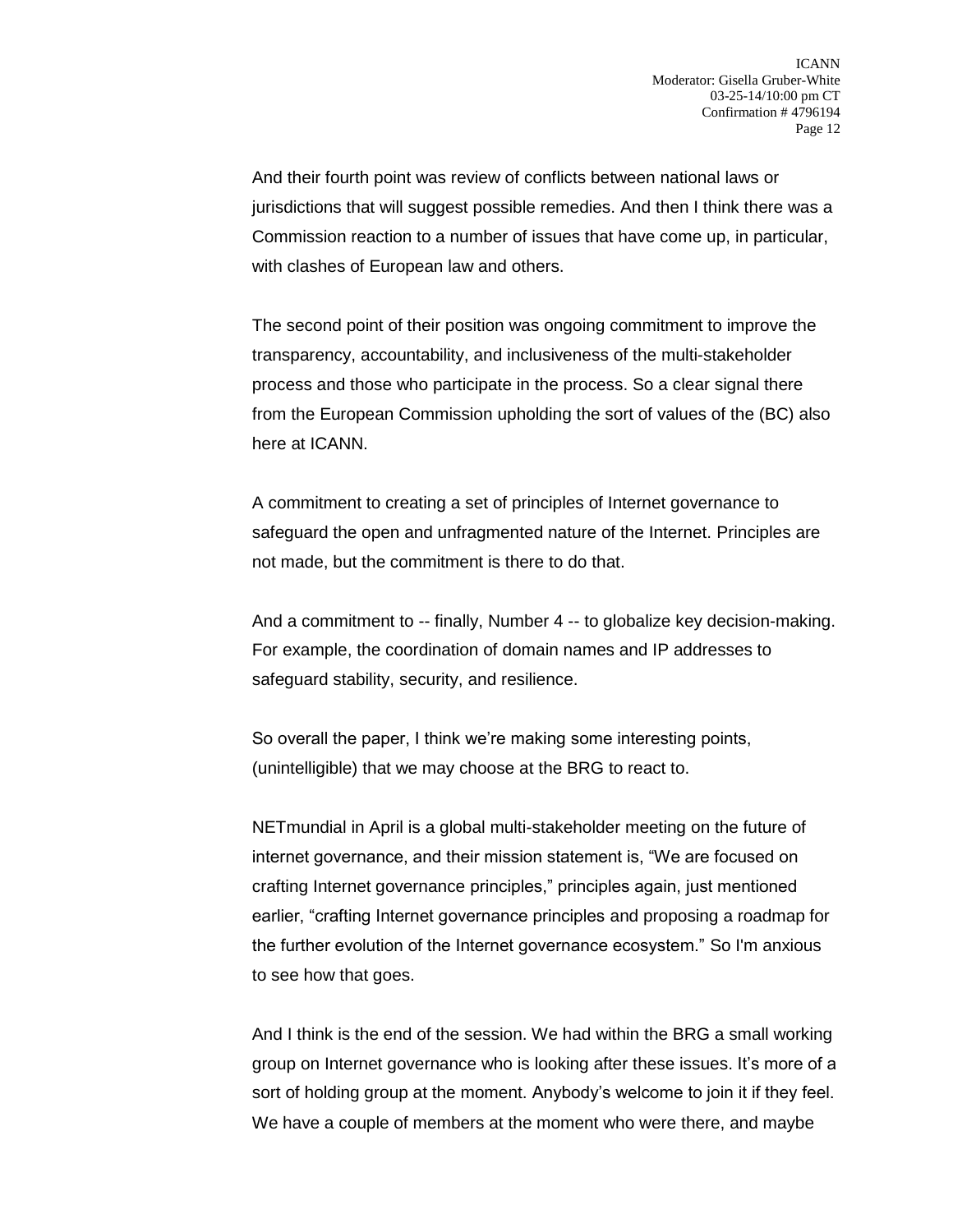And their fourth point was review of conflicts between national laws or jurisdictions that will suggest possible remedies. And then I think there was a Commission reaction to a number of issues that have come up, in particular, with clashes of European law and others.

The second point of their position was ongoing commitment to improve the transparency, accountability, and inclusiveness of the multi-stakeholder process and those who participate in the process. So a clear signal there from the European Commission upholding the sort of values of the (BC) also here at ICANN.

A commitment to creating a set of principles of Internet governance to safeguard the open and unfragmented nature of the Internet. Principles are not made, but the commitment is there to do that.

And a commitment to -- finally, Number 4 -- to globalize key decision-making. For example, the coordination of domain names and IP addresses to safeguard stability, security, and resilience.

So overall the paper, I think we're making some interesting points, (unintelligible) that we may choose at the BRG to react to.

NETmundial in April is a global multi-stakeholder meeting on the future of internet governance, and their mission statement is, "We are focused on crafting Internet governance principles," principles again, just mentioned earlier, "crafting Internet governance principles and proposing a roadmap for the further evolution of the Internet governance ecosystem." So I'm anxious to see how that goes.

And I think is the end of the session. We had within the BRG a small working group on Internet governance who is looking after these issues. It's more of a sort of holding group at the moment. Anybody's welcome to join it if they feel. We have a couple of members at the moment who were there, and maybe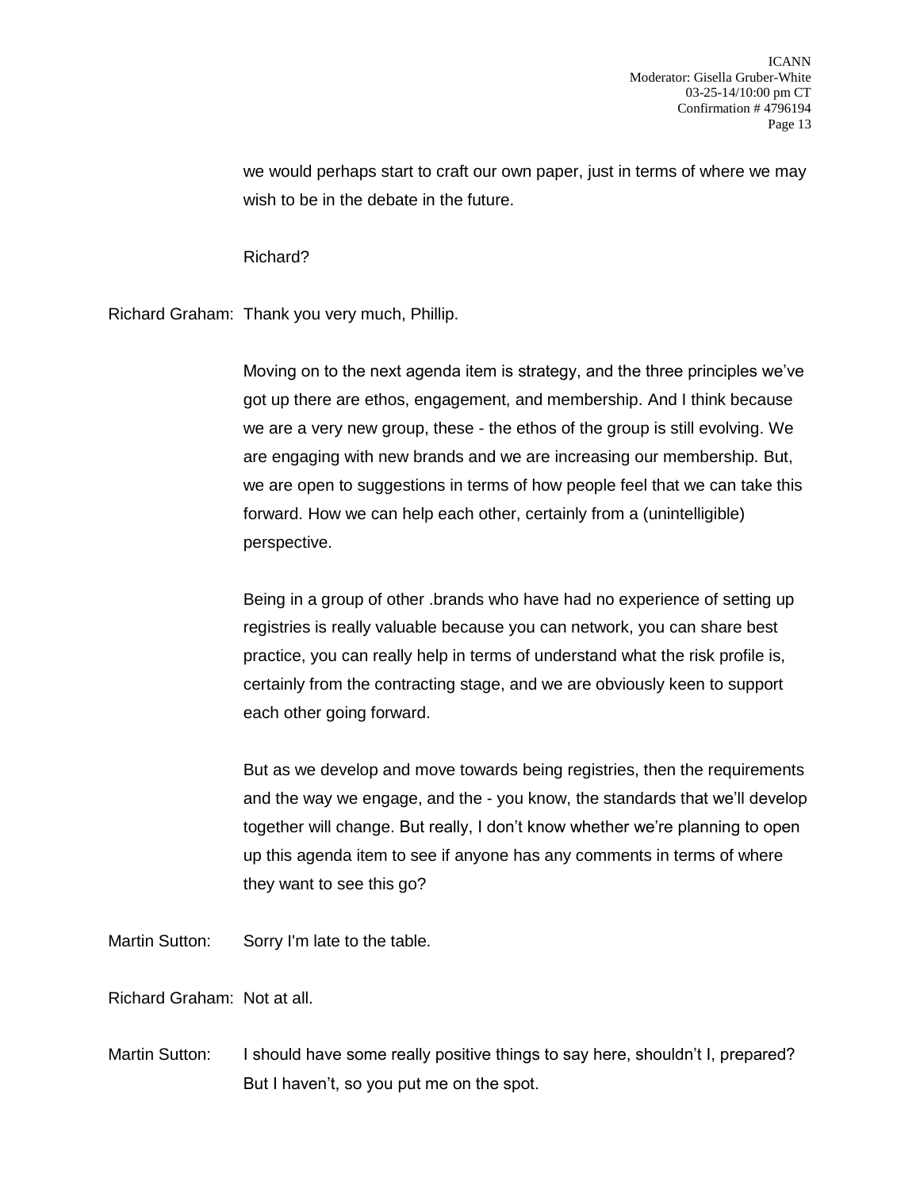we would perhaps start to craft our own paper, just in terms of where we may wish to be in the debate in the future.

Richard?

Richard Graham: Thank you very much, Phillip.

Moving on to the next agenda item is strategy, and the three principles we've got up there are ethos, engagement, and membership. And I think because we are a very new group, these - the ethos of the group is still evolving. We are engaging with new brands and we are increasing our membership. But, we are open to suggestions in terms of how people feel that we can take this forward. How we can help each other, certainly from a (unintelligible) perspective.

Being in a group of other .brands who have had no experience of setting up registries is really valuable because you can network, you can share best practice, you can really help in terms of understand what the risk profile is, certainly from the contracting stage, and we are obviously keen to support each other going forward.

But as we develop and move towards being registries, then the requirements and the way we engage, and the - you know, the standards that we'll develop together will change. But really, I don't know whether we're planning to open up this agenda item to see if anyone has any comments in terms of where they want to see this go?

Martin Sutton: Sorry I'm late to the table.

Richard Graham: Not at all.

Martin Sutton: I should have some really positive things to say here, shouldn't I, prepared? But I haven't, so you put me on the spot.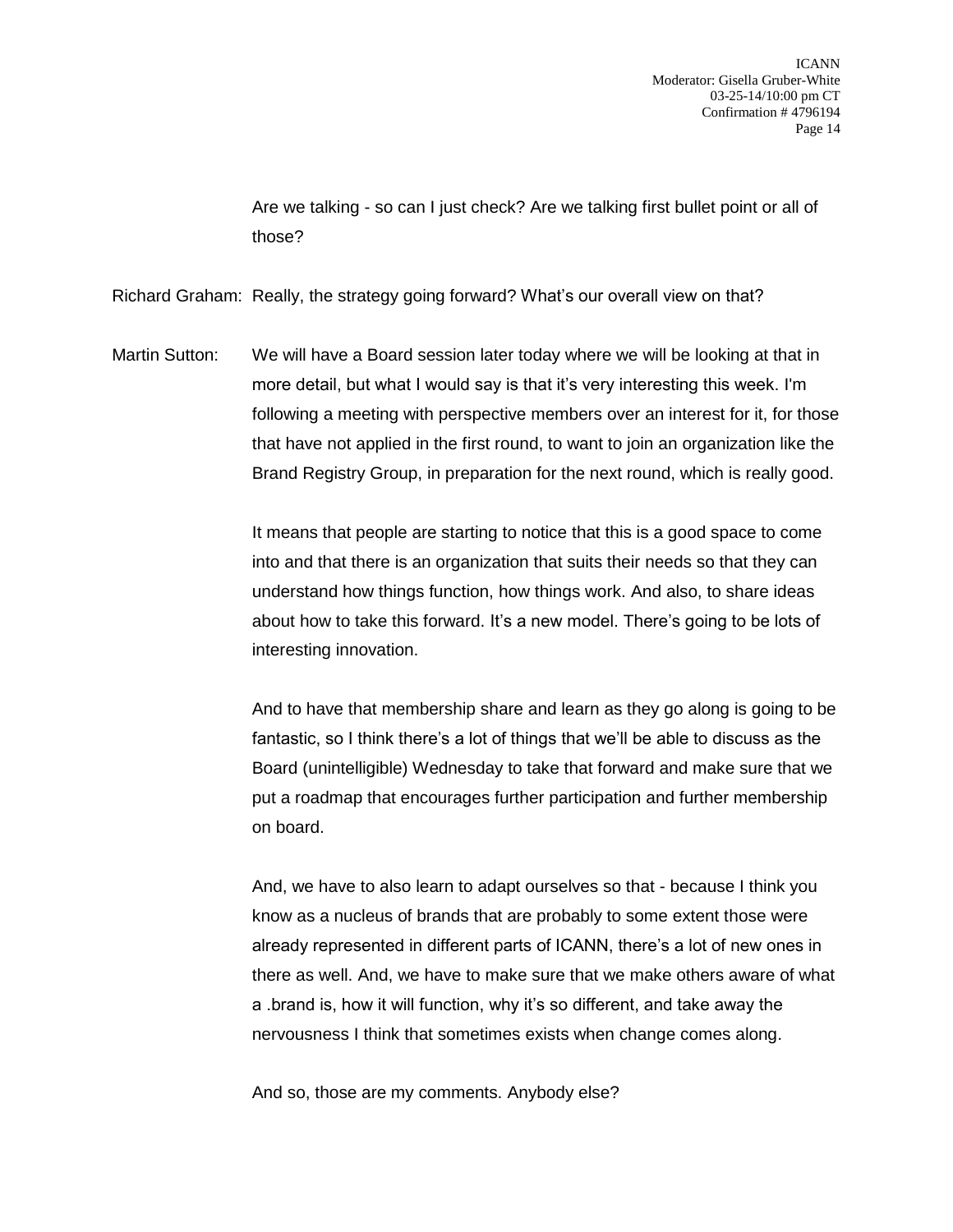Are we talking - so can I just check? Are we talking first bullet point or all of those?

Richard Graham: Really, the strategy going forward? What's our overall view on that?

Martin Sutton: We will have a Board session later today where we will be looking at that in more detail, but what I would say is that it's very interesting this week. I'm following a meeting with perspective members over an interest for it, for those that have not applied in the first round, to want to join an organization like the Brand Registry Group, in preparation for the next round, which is really good.

It means that people are starting to notice that this is a good space to come into and that there is an organization that suits their needs so that they can understand how things function, how things work. And also, to share ideas about how to take this forward. It's a new model. There's going to be lots of interesting innovation.

And to have that membership share and learn as they go along is going to be fantastic, so I think there's a lot of things that we'll be able to discuss as the Board (unintelligible) Wednesday to take that forward and make sure that we put a roadmap that encourages further participation and further membership on board.

And, we have to also learn to adapt ourselves so that - because I think you know as a nucleus of brands that are probably to some extent those were already represented in different parts of ICANN, there's a lot of new ones in there as well. And, we have to make sure that we make others aware of what a .brand is, how it will function, why it's so different, and take away the nervousness I think that sometimes exists when change comes along.

And so, those are my comments. Anybody else?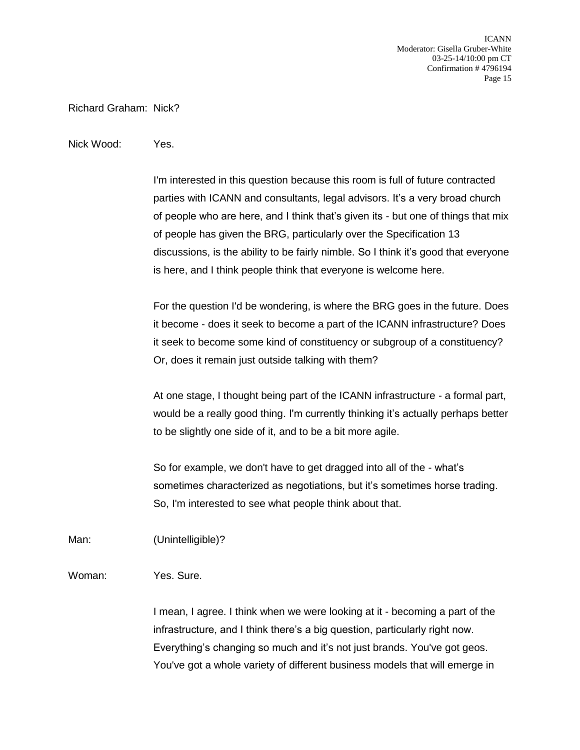Richard Graham: Nick?

Nick Wood: Yes.

I'm interested in this question because this room is full of future contracted parties with ICANN and consultants, legal advisors. It's a very broad church of people who are here, and I think that's given its - but one of things that mix of people has given the BRG, particularly over the Specification 13 discussions, is the ability to be fairly nimble. So I think it's good that everyone is here, and I think people think that everyone is welcome here.

For the question I'd be wondering, is where the BRG goes in the future. Does it become - does it seek to become a part of the ICANN infrastructure? Does it seek to become some kind of constituency or subgroup of a constituency? Or, does it remain just outside talking with them?

At one stage, I thought being part of the ICANN infrastructure - a formal part, would be a really good thing. I'm currently thinking it's actually perhaps better to be slightly one side of it, and to be a bit more agile.

So for example, we don't have to get dragged into all of the - what's sometimes characterized as negotiations, but it's sometimes horse trading. So, I'm interested to see what people think about that.

Man: (Unintelligible)?

Woman: Yes. Sure.

I mean, I agree. I think when we were looking at it - becoming a part of the infrastructure, and I think there's a big question, particularly right now. Everything's changing so much and it's not just brands. You've got geos. You've got a whole variety of different business models that will emerge in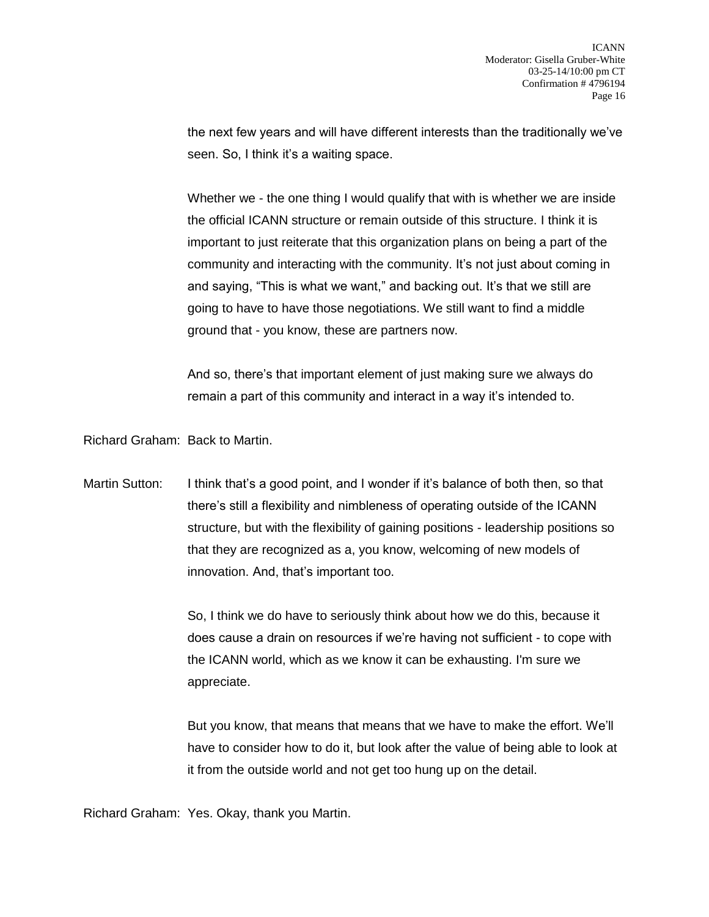the next few years and will have different interests than the traditionally we've seen. So, I think it's a waiting space.

Whether we - the one thing I would qualify that with is whether we are inside the official ICANN structure or remain outside of this structure. I think it is important to just reiterate that this organization plans on being a part of the community and interacting with the community. It's not just about coming in and saying, "This is what we want," and backing out. It's that we still are going to have to have those negotiations. We still want to find a middle ground that - you know, these are partners now.

And so, there's that important element of just making sure we always do remain a part of this community and interact in a way it's intended to.

Richard Graham: Back to Martin.

Martin Sutton: I think that's a good point, and I wonder if it's balance of both then, so that there's still a flexibility and nimbleness of operating outside of the ICANN structure, but with the flexibility of gaining positions - leadership positions so that they are recognized as a, you know, welcoming of new models of innovation. And, that's important too.

So, I think we do have to seriously think about how we do this, because it does cause a drain on resources if we're having not sufficient - to cope with the ICANN world, which as we know it can be exhausting. I'm sure we appreciate.

But you know, that means that means that we have to make the effort. We'll have to consider how to do it, but look after the value of being able to look at it from the outside world and not get too hung up on the detail.

Richard Graham: Yes. Okay, thank you Martin.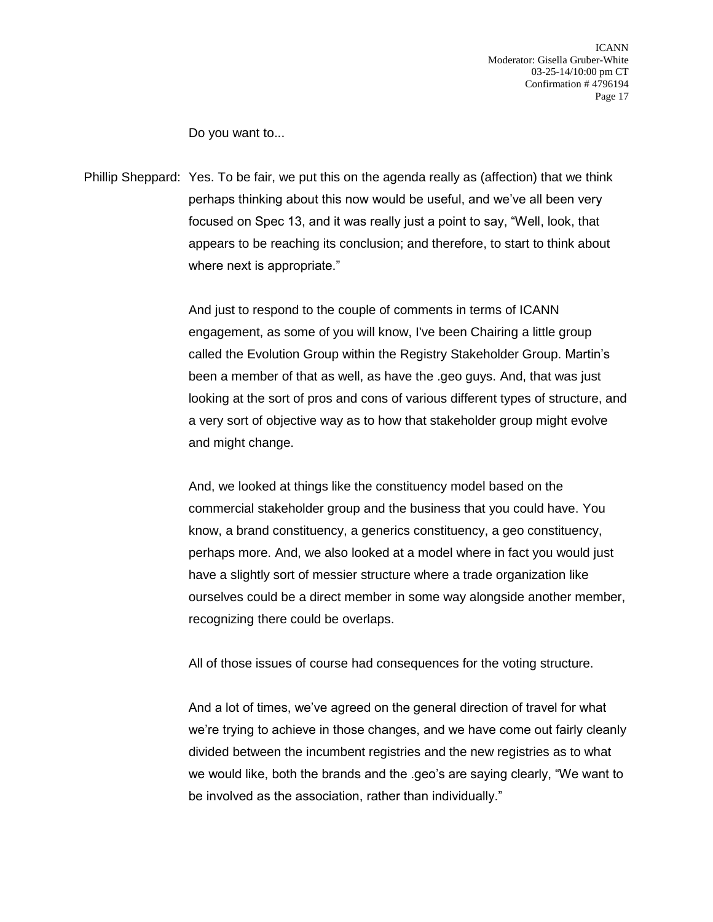Do you want to...

Phillip Sheppard: Yes. To be fair, we put this on the agenda really as (affection) that we think perhaps thinking about this now would be useful, and we've all been very focused on Spec 13, and it was really just a point to say, "Well, look, that appears to be reaching its conclusion; and therefore, to start to think about where next is appropriate."

And just to respond to the couple of comments in terms of ICANN engagement, as some of you will know, I've been Chairing a little group called the Evolution Group within the Registry Stakeholder Group. Martin's been a member of that as well, as have the .geo guys. And, that was just looking at the sort of pros and cons of various different types of structure, and a very sort of objective way as to how that stakeholder group might evolve and might change.

And, we looked at things like the constituency model based on the commercial stakeholder group and the business that you could have. You know, a brand constituency, a generics constituency, a geo constituency, perhaps more. And, we also looked at a model where in fact you would just have a slightly sort of messier structure where a trade organization like ourselves could be a direct member in some way alongside another member, recognizing there could be overlaps.

All of those issues of course had consequences for the voting structure.

And a lot of times, we've agreed on the general direction of travel for what we're trying to achieve in those changes, and we have come out fairly cleanly divided between the incumbent registries and the new registries as to what we would like, both the brands and the .geo's are saying clearly, "We want to be involved as the association, rather than individually."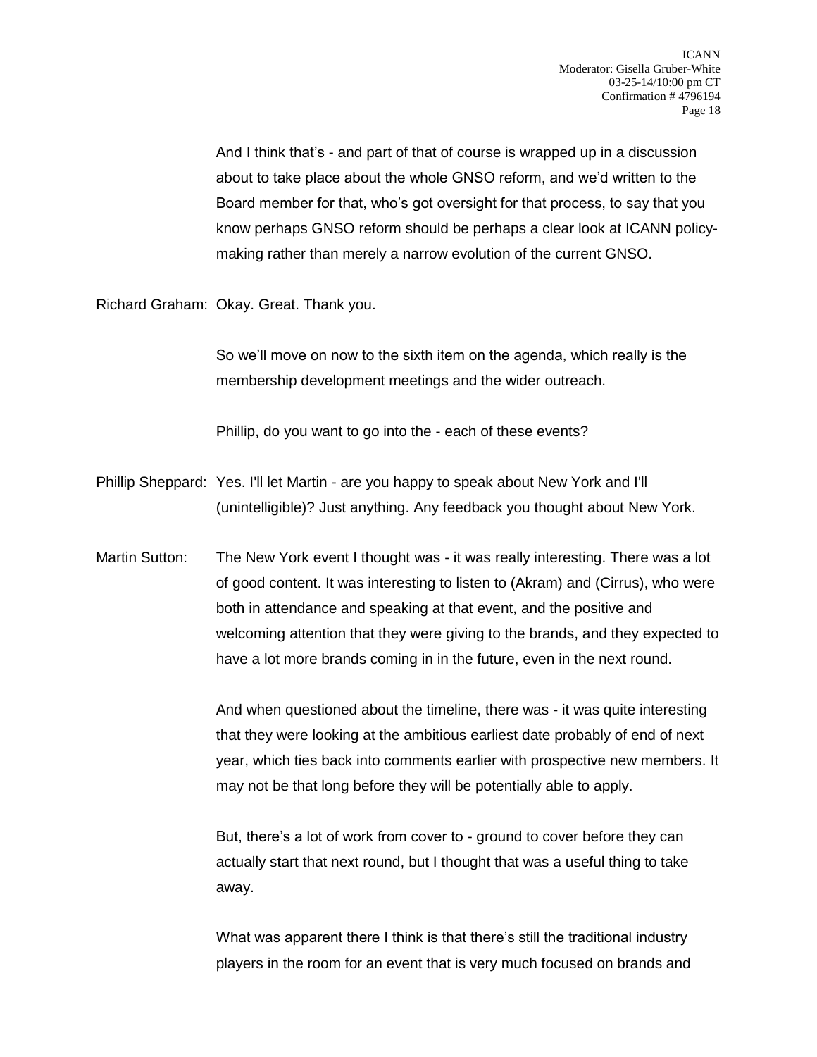And I think that's - and part of that of course is wrapped up in a discussion about to take place about the whole GNSO reform, and we'd written to the Board member for that, who's got oversight for that process, to say that you know perhaps GNSO reform should be perhaps a clear look at ICANN policy-making rather than merely a narrow evolution of the current GNSO.

Richard Graham: Okay. Great. Thank you.

So we'll move on now to the sixth item on the agenda, which really is the membership development meetings and the wider outreach.

Phillip, do you want to go into the - each of these events?

Phillip Sheppard: Yes. I'll let Martin - are you happy to speak about New York and I'll (unintelligible)? Just anything. Any feedback you thought about New York.

Martin Sutton: The New York event I thought was - it was really interesting. There was a lot of good content. It was interesting to listen to (Akram) and (Cirrus), who were both in attendance and speaking at that event, and the positive and welcoming attention that they were giving to the brands, and they expected to have a lot more brands coming in in the future, even in the next round.

And when questioned about the timeline, there was - it was quite interesting that they were looking at the ambitious earliest date probably of end of next year, which ties back into comments earlier with prospective new members. It may not be that long before they will be potentially able to apply.

But, there's a lot of work from cover to - ground to cover before they can actually start that next round, but I thought that was a useful thing to take away.

What was apparent there I think is that there's still the traditional industry players in the room for an event that is very much focused on brands and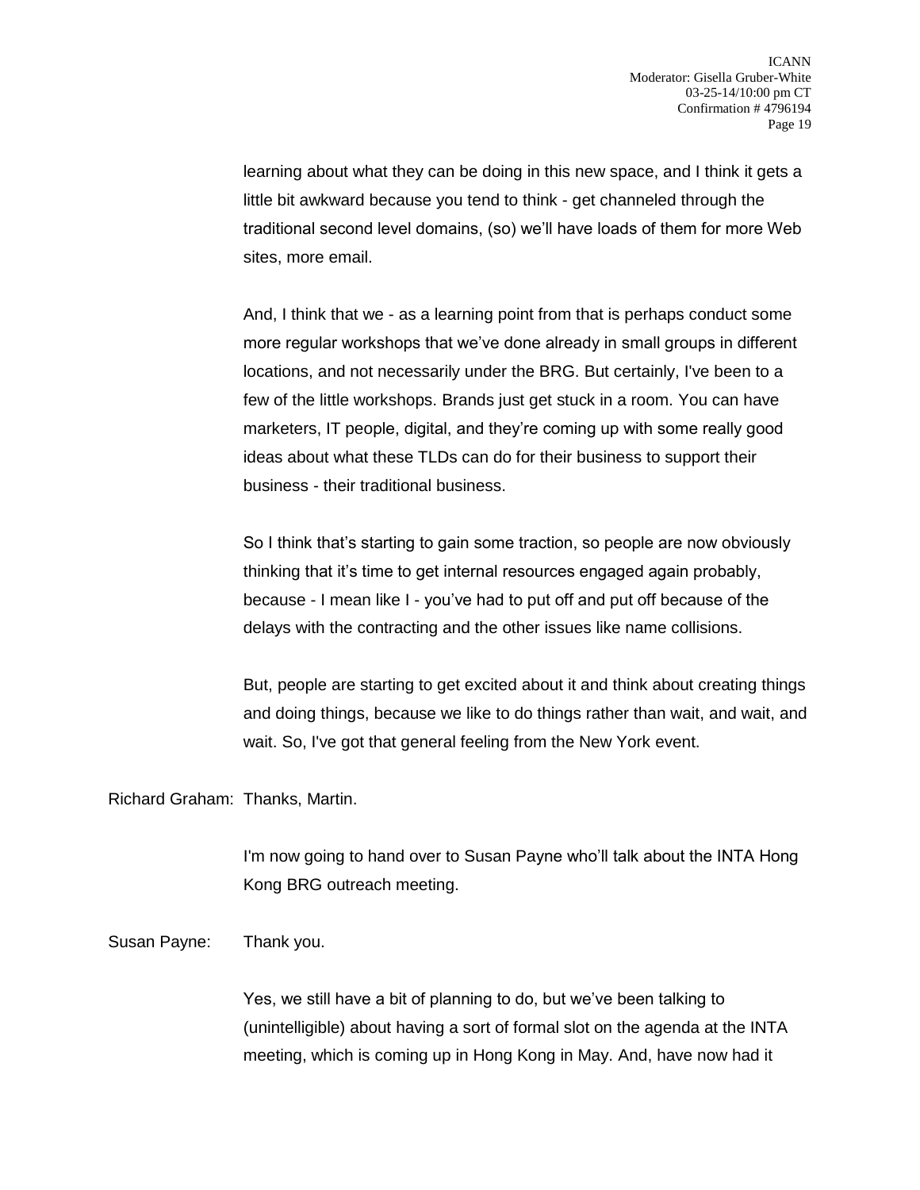learning about what they can be doing in this new space, and I think it gets a little bit awkward because you tend to think - get channeled through the traditional second level domains, (so) we'll have loads of them for more Web sites, more email.

And, I think that we - as a learning point from that is perhaps conduct some more regular workshops that we've done already in small groups in different locations, and not necessarily under the BRG. But certainly, I've been to a few of the little workshops. Brands just get stuck in a room. You can have marketers, IT people, digital, and they're coming up with some really good ideas about what these TLDs can do for their business to support their business - their traditional business.

So I think that's starting to gain some traction, so people are now obviously thinking that it's time to get internal resources engaged again probably, because - I mean like I - you've had to put off and put off because of the delays with the contracting and the other issues like name collisions.

But, people are starting to get excited about it and think about creating things and doing things, because we like to do things rather than wait, and wait, and wait. So, I've got that general feeling from the New York event.

Richard Graham: Thanks, Martin.

I'm now going to hand over to Susan Payne who'll talk about the INTA Hong Kong BRG outreach meeting.

Susan Payne: Thank you.

Yes, we still have a bit of planning to do, but we've been talking to (unintelligible) about having a sort of formal slot on the agenda at the INTA meeting, which is coming up in Hong Kong in May. And, have now had it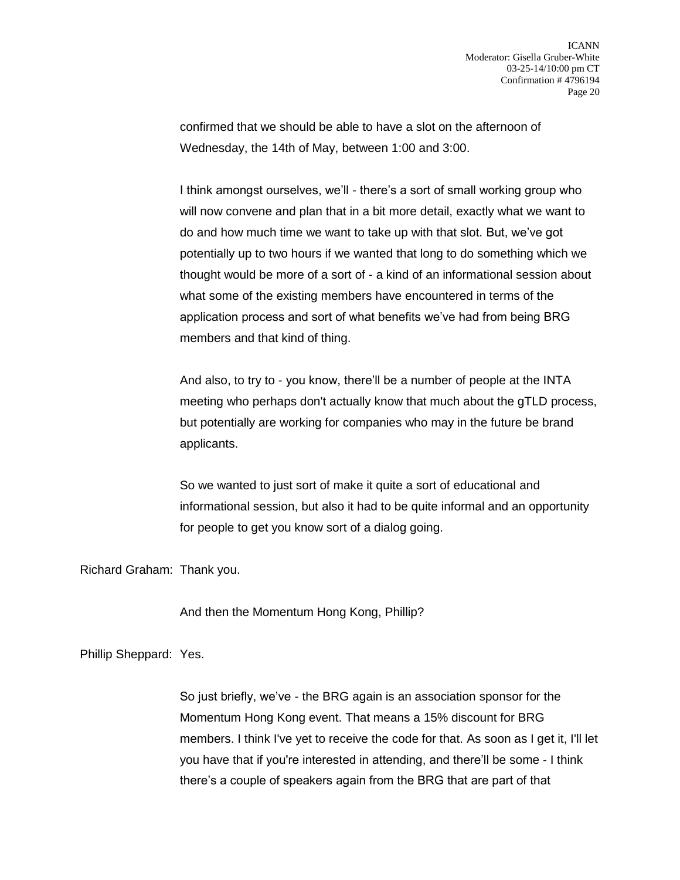confirmed that we should be able to have a slot on the afternoon of Wednesday, the 14th of May, between 1:00 and 3:00.

I think amongst ourselves, we'll - there's a sort of small working group who will now convene and plan that in a bit more detail, exactly what we want to do and how much time we want to take up with that slot. But, we've got potentially up to two hours if we wanted that long to do something which we thought would be more of a sort of - a kind of an informational session about what some of the existing members have encountered in terms of the application process and sort of what benefits we've had from being BRG members and that kind of thing.

And also, to try to - you know, there'll be a number of people at the INTA meeting who perhaps don't actually know that much about the gTLD process, but potentially are working for companies who may in the future be brand applicants.

So we wanted to just sort of make it quite a sort of educational and informational session, but also it had to be quite informal and an opportunity for people to get you know sort of a dialog going.

Richard Graham: Thank you.

And then the Momentum Hong Kong, Phillip?

Phillip Sheppard: Yes.

So just briefly, we've - the BRG again is an association sponsor for the Momentum Hong Kong event. That means a 15% discount for BRG members. I think I've yet to receive the code for that. As soon as I get it, I'll let you have that if you're interested in attending, and there'll be some - I think there's a couple of speakers again from the BRG that are part of that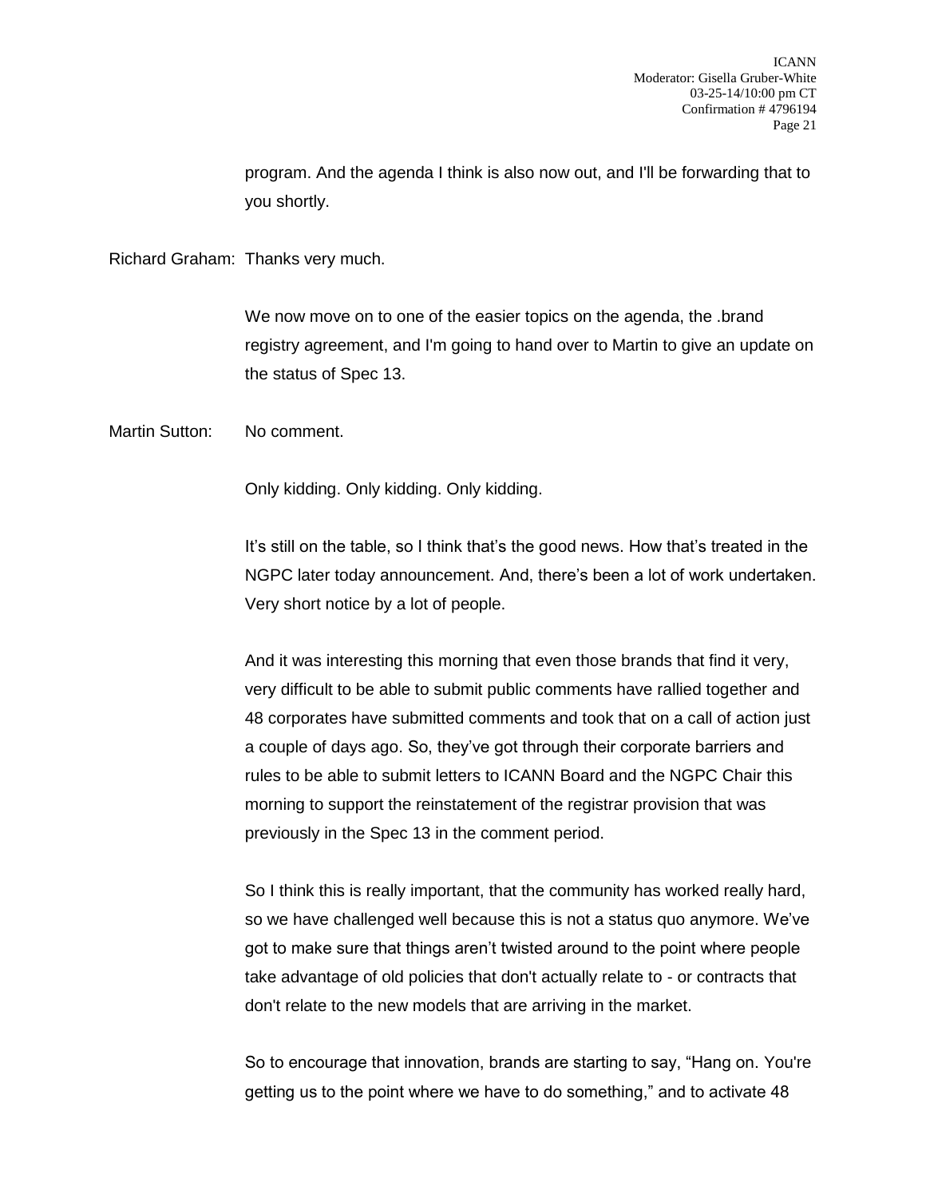program. And the agenda I think is also now out, and I'll be forwarding that to you shortly.

Richard Graham: Thanks very much.

We now move on to one of the easier topics on the agenda, the .brand registry agreement, and I'm going to hand over to Martin to give an update on the status of Spec 13.

Martin Sutton: No comment.

Only kidding. Only kidding. Only kidding.

It's still on the table, so I think that's the good news. How that's treated in the NGPC later today announcement. And, there's been a lot of work undertaken. Very short notice by a lot of people.

And it was interesting this morning that even those brands that find it very, very difficult to be able to submit public comments have rallied together and 48 corporates have submitted comments and took that on a call of action just a couple of days ago. So, they've got through their corporate barriers and rules to be able to submit letters to ICANN Board and the NGPC Chair this morning to support the reinstatement of the registrar provision that was previously in the Spec 13 in the comment period.

So I think this is really important, that the community has worked really hard, so we have challenged well because this is not a status quo anymore. We've got to make sure that things aren't twisted around to the point where people take advantage of old policies that don't actually relate to - or contracts that don't relate to the new models that are arriving in the market.

So to encourage that innovation, brands are starting to say, "Hang on. You're getting us to the point where we have to do something," and to activate 48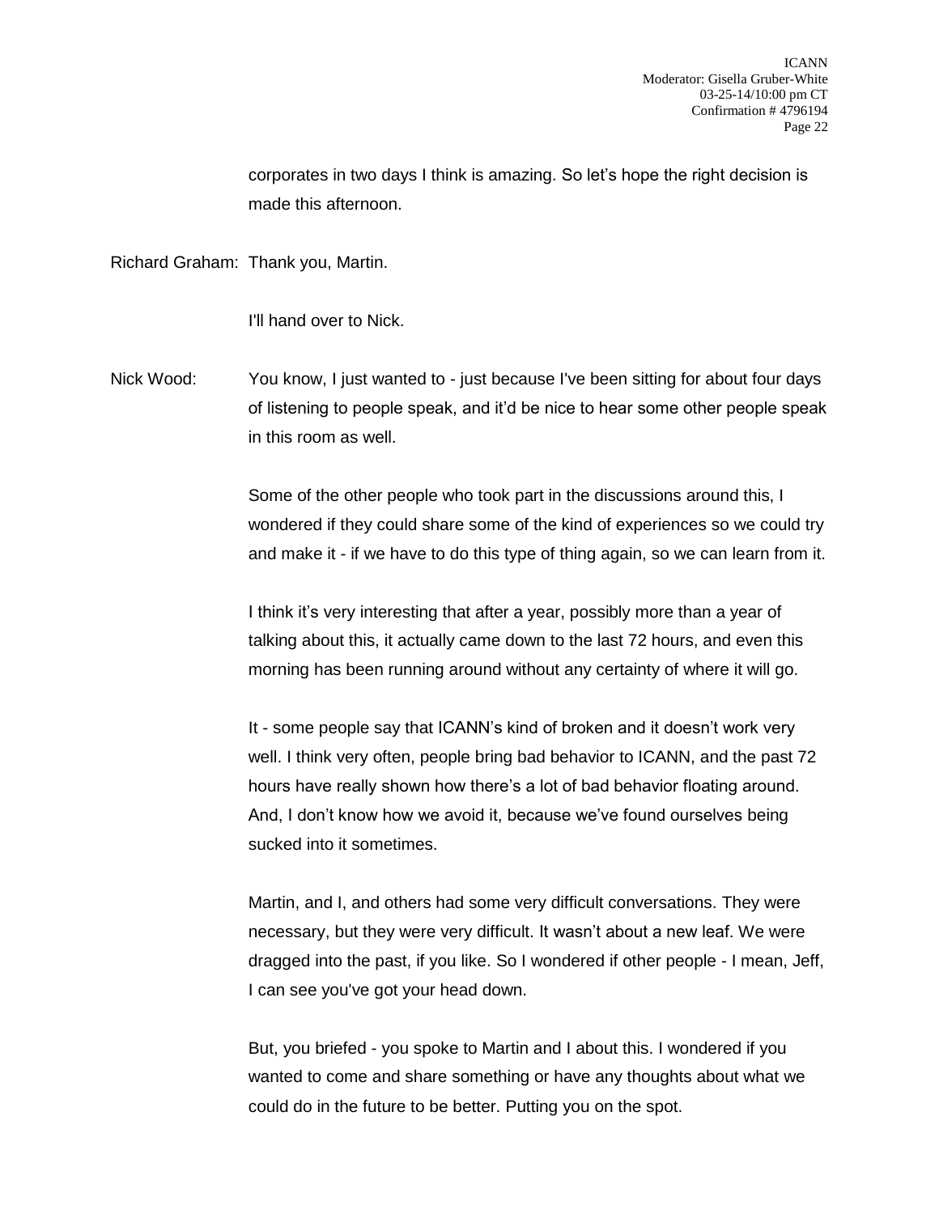corporates in two days I think is amazing. So let's hope the right decision is made this afternoon.

Richard Graham: Thank you, Martin.

I'll hand over to Nick.

Nick Wood: You know, I just wanted to - just because I've been sitting for about four days of listening to people speak, and it'd be nice to hear some other people speak in this room as well.

Some of the other people who took part in the discussions around this, I wondered if they could share some of the kind of experiences so we could try and make it - if we have to do this type of thing again, so we can learn from it.

I think it's very interesting that after a year, possibly more than a year of talking about this, it actually came down to the last 72 hours, and even this morning has been running around without any certainty of where it will go.

It - some people say that ICANN's kind of broken and it doesn't work very well. I think very often, people bring bad behavior to ICANN, and the past 72 hours have really shown how there's a lot of bad behavior floating around. And, I don't know how we avoid it, because we've found ourselves being sucked into it sometimes.

Martin, and I, and others had some very difficult conversations. They were necessary, but they were very difficult. It wasn't about a new leaf. We were dragged into the past, if you like. So I wondered if other people - I mean, Jeff, I can see you've got your head down.

But, you briefed - you spoke to Martin and I about this. I wondered if you wanted to come and share something or have any thoughts about what we could do in the future to be better. Putting you on the spot.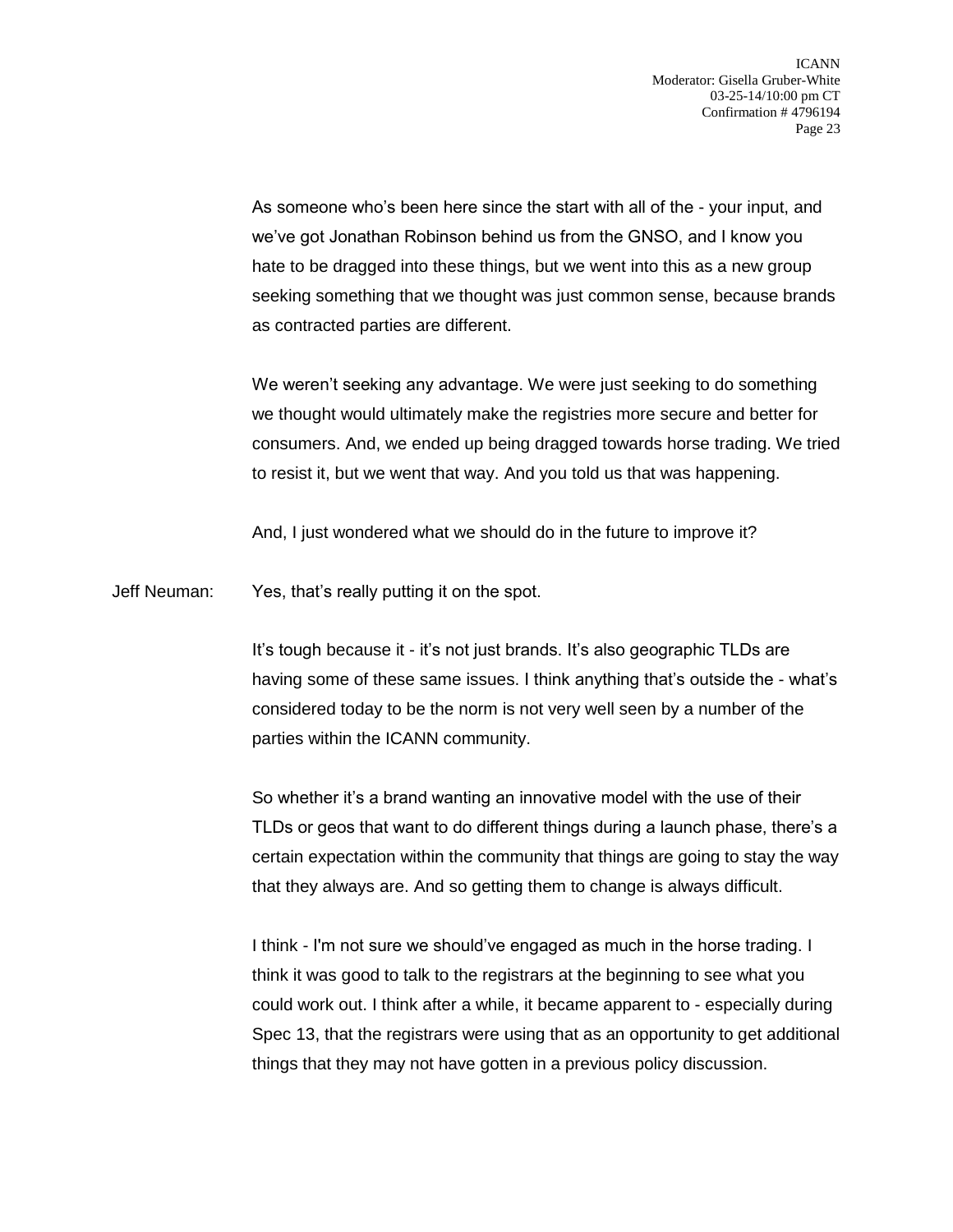As someone who's been here since the start with all of the - your input, and we've got Jonathan Robinson behind us from the GNSO, and I know you hate to be dragged into these things, but we went into this as a new group seeking something that we thought was just common sense, because brands as contracted parties are different.

We weren't seeking any advantage. We were just seeking to do something we thought would ultimately make the registries more secure and better for consumers. And, we ended up being dragged towards horse trading. We tried to resist it, but we went that way. And you told us that was happening.

And, I just wondered what we should do in the future to improve it?

Jeff Neuman: Yes, that's really putting it on the spot.

It's tough because it - it's not just brands. It's also geographic TLDs are having some of these same issues. I think anything that's outside the - what's considered today to be the norm is not very well seen by a number of the parties within the ICANN community.

So whether it's a brand wanting an innovative model with the use of their TLDs or geos that want to do different things during a launch phase, there's a certain expectation within the community that things are going to stay the way that they always are. And so getting them to change is always difficult.

I think - I'm not sure we should've engaged as much in the horse trading. I think it was good to talk to the registrars at the beginning to see what you could work out. I think after a while, it became apparent to - especially during Spec 13, that the registrars were using that as an opportunity to get additional things that they may not have gotten in a previous policy discussion.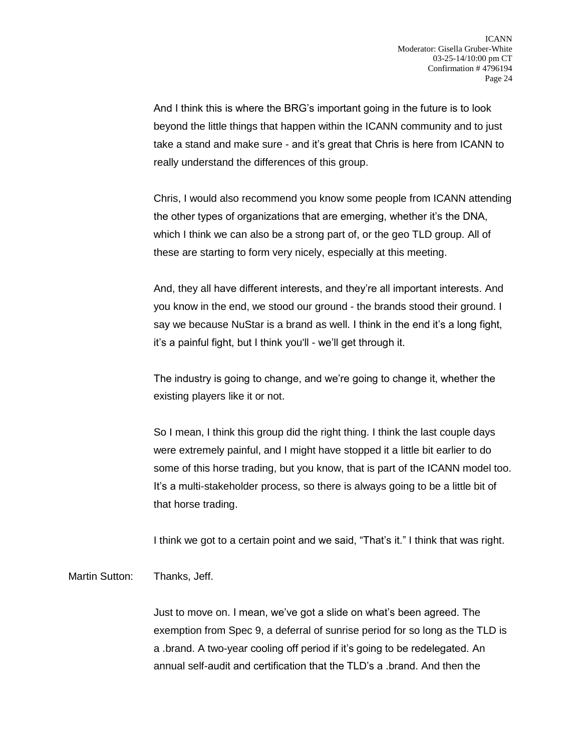And I think this is where the BRG's important going in the future is to look beyond the little things that happen within the ICANN community and to just take a stand and make sure - and it's great that Chris is here from ICANN to really understand the differences of this group.

Chris, I would also recommend you know some people from ICANN attending the other types of organizations that are emerging, whether it's the DNA, which I think we can also be a strong part of, or the geo TLD group. All of these are starting to form very nicely, especially at this meeting.

And, they all have different interests, and they're all important interests. And you know in the end, we stood our ground - the brands stood their ground. I say we because NuStar is a brand as well. I think in the end it's a long fight, it's a painful fight, but I think you'll - we'll get through it.

The industry is going to change, and we're going to change it, whether the existing players like it or not.

So I mean, I think this group did the right thing. I think the last couple days were extremely painful, and I might have stopped it a little bit earlier to do some of this horse trading, but you know, that is part of the ICANN model too. It's a multi-stakeholder process, so there is always going to be a little bit of that horse trading.

I think we got to a certain point and we said, "That's it." I think that was right.

Martin Sutton: Thanks, Jeff.

Just to move on. I mean, we've got a slide on what's been agreed. The exemption from Spec 9, a deferral of sunrise period for so long as the TLD is a .brand. A two-year cooling off period if it's going to be redelegated. An annual self-audit and certification that the TLD's a .brand. And then the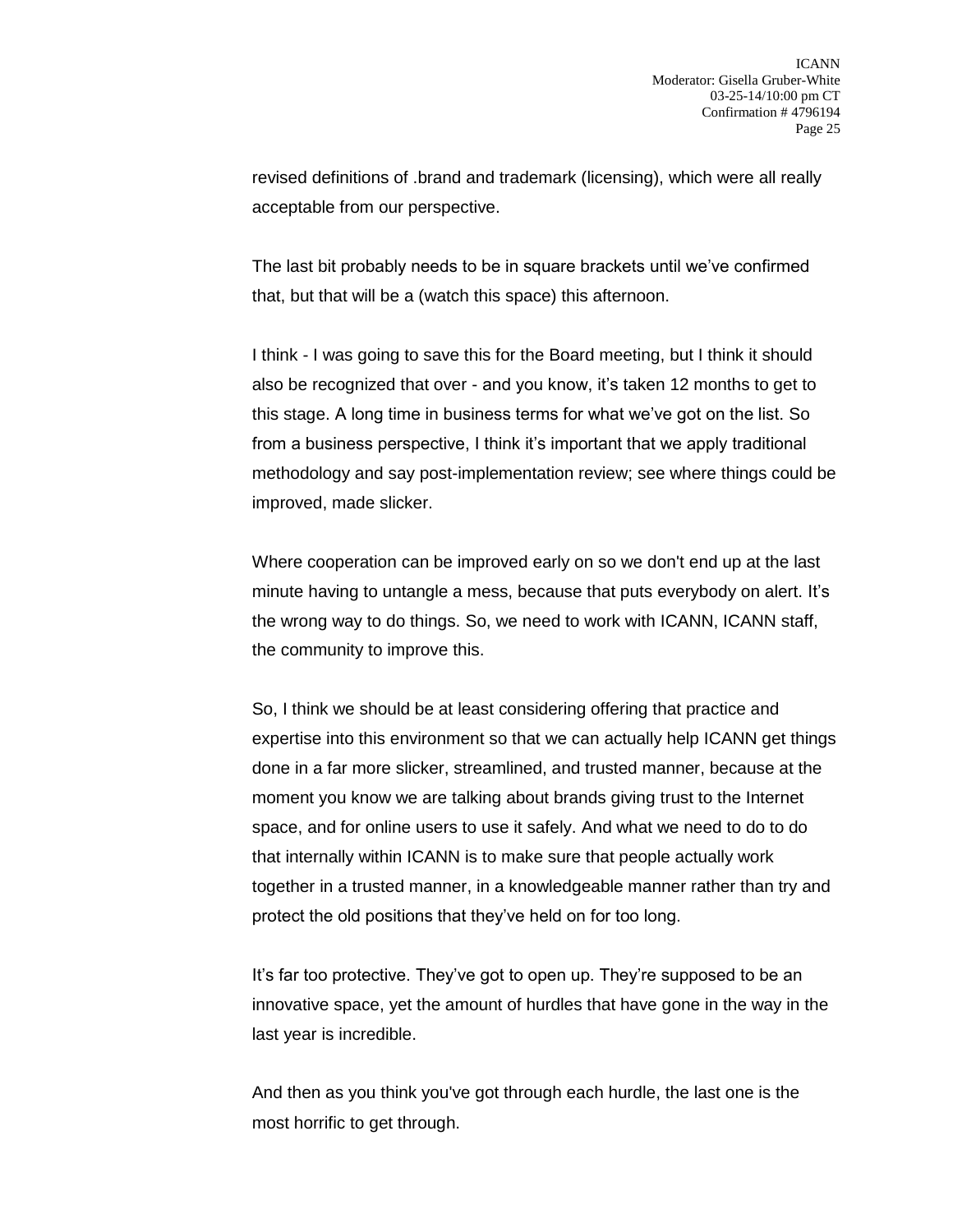revised definitions of .brand and trademark (licensing), which were all really acceptable from our perspective.

The last bit probably needs to be in square brackets until we've confirmed that, but that will be a (watch this space) this afternoon.

I think - I was going to save this for the Board meeting, but I think it should also be recognized that over - and you know, it's taken 12 months to get to this stage. A long time in business terms for what we've got on the list. So from a business perspective, I think it's important that we apply traditional methodology and say post-implementation review; see where things could be improved, made slicker.

Where cooperation can be improved early on so we don't end up at the last minute having to untangle a mess, because that puts everybody on alert. It's the wrong way to do things. So, we need to work with ICANN, ICANN staff, the community to improve this.

So, I think we should be at least considering offering that practice and expertise into this environment so that we can actually help ICANN get things done in a far more slicker, streamlined, and trusted manner, because at the moment you know we are talking about brands giving trust to the Internet space, and for online users to use it safely. And what we need to do to do that internally within ICANN is to make sure that people actually work together in a trusted manner, in a knowledgeable manner rather than try and protect the old positions that they've held on for too long.

It's far too protective. They've got to open up. They're supposed to be an innovative space, yet the amount of hurdles that have gone in the way in the last year is incredible.

And then as you think you've got through each hurdle, the last one is the most horrific to get through.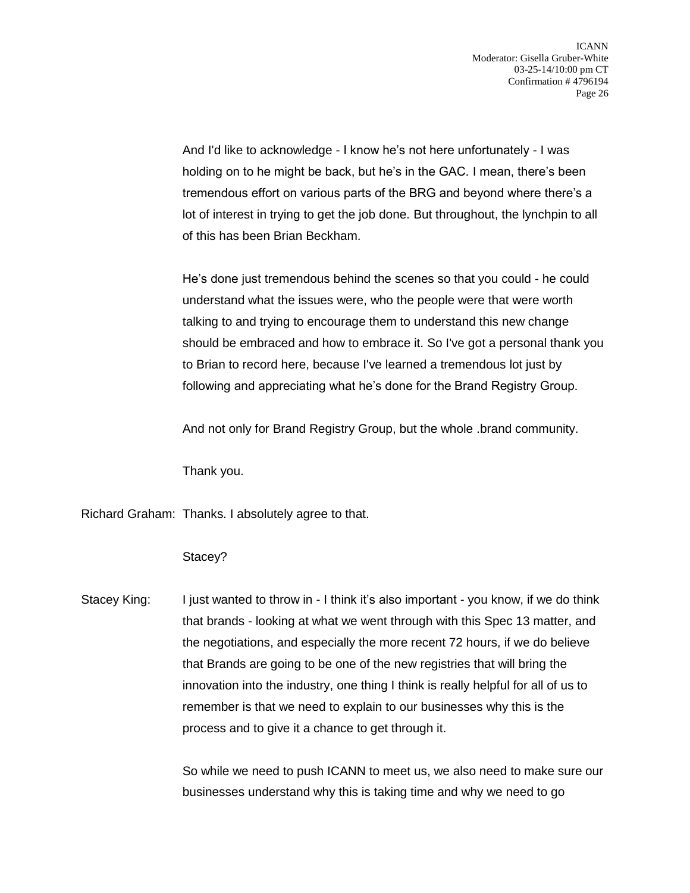And I'd like to acknowledge - I know he's not here unfortunately - I was holding on to he might be back, but he's in the GAC. I mean, there's been tremendous effort on various parts of the BRG and beyond where there's a lot of interest in trying to get the job done. But throughout, the lynchpin to all of this has been Brian Beckham.

He's done just tremendous behind the scenes so that you could - he could understand what the issues were, who the people were that were worth talking to and trying to encourage them to understand this new change should be embraced and how to embrace it. So I've got a personal thank you to Brian to record here, because I've learned a tremendous lot just by following and appreciating what he's done for the Brand Registry Group.

And not only for Brand Registry Group, but the whole .brand community.

Thank you.

Richard Graham: Thanks. I absolutely agree to that.

Stacey?

Stacey King: I just wanted to throw in - I think it's also important - you know, if we do think that brands - looking at what we went through with this Spec 13 matter, and the negotiations, and especially the more recent 72 hours, if we do believe that Brands are going to be one of the new registries that will bring the innovation into the industry, one thing I think is really helpful for all of us to remember is that we need to explain to our businesses why this is the process and to give it a chance to get through it.

So while we need to push ICANN to meet us, we also need to make sure our businesses understand why this is taking time and why we need to go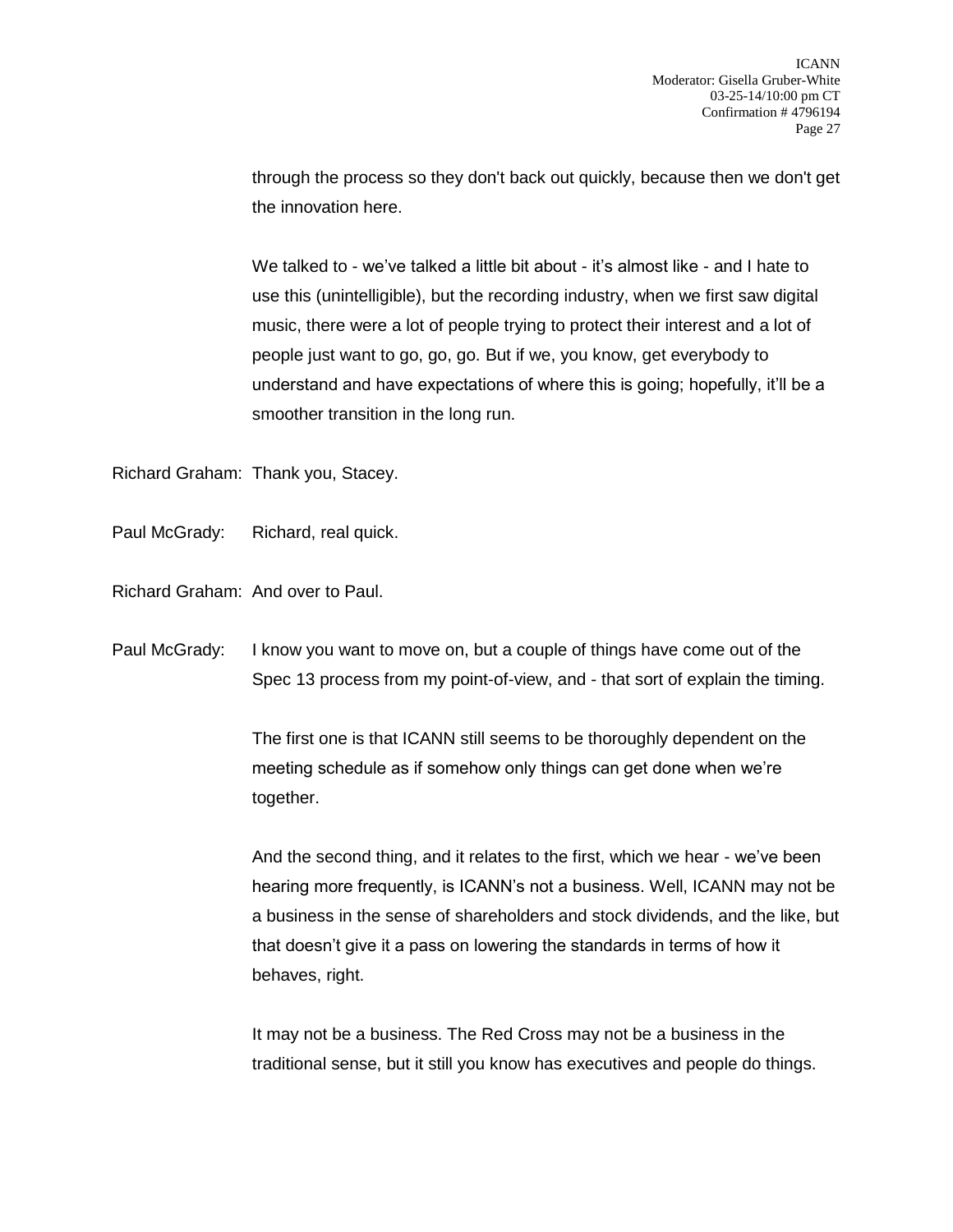through the process so they don't back out quickly, because then we don't get the innovation here.

We talked to - we've talked a little bit about - it's almost like - and I hate to use this (unintelligible), but the recording industry, when we first saw digital music, there were a lot of people trying to protect their interest and a lot of people just want to go, go, go. But if we, you know, get everybody to understand and have expectations of where this is going; hopefully, it'll be a smoother transition in the long run.

Richard Graham: Thank you, Stacey.

Paul McGrady: Richard, real quick.

Richard Graham: And over to Paul.

Paul McGrady: I know you want to move on, but a couple of things have come out of the Spec 13 process from my point-of-view, and - that sort of explain the timing.

The first one is that ICANN still seems to be thoroughly dependent on the meeting schedule as if somehow only things can get done when we're together.

And the second thing, and it relates to the first, which we hear - we've been hearing more frequently, is ICANN's not a business. Well, ICANN may not be a business in the sense of shareholders and stock dividends, and the like, but that doesn't give it a pass on lowering the standards in terms of how it behaves, right.

It may not be a business. The Red Cross may not be a business in the traditional sense, but it still you know has executives and people do things.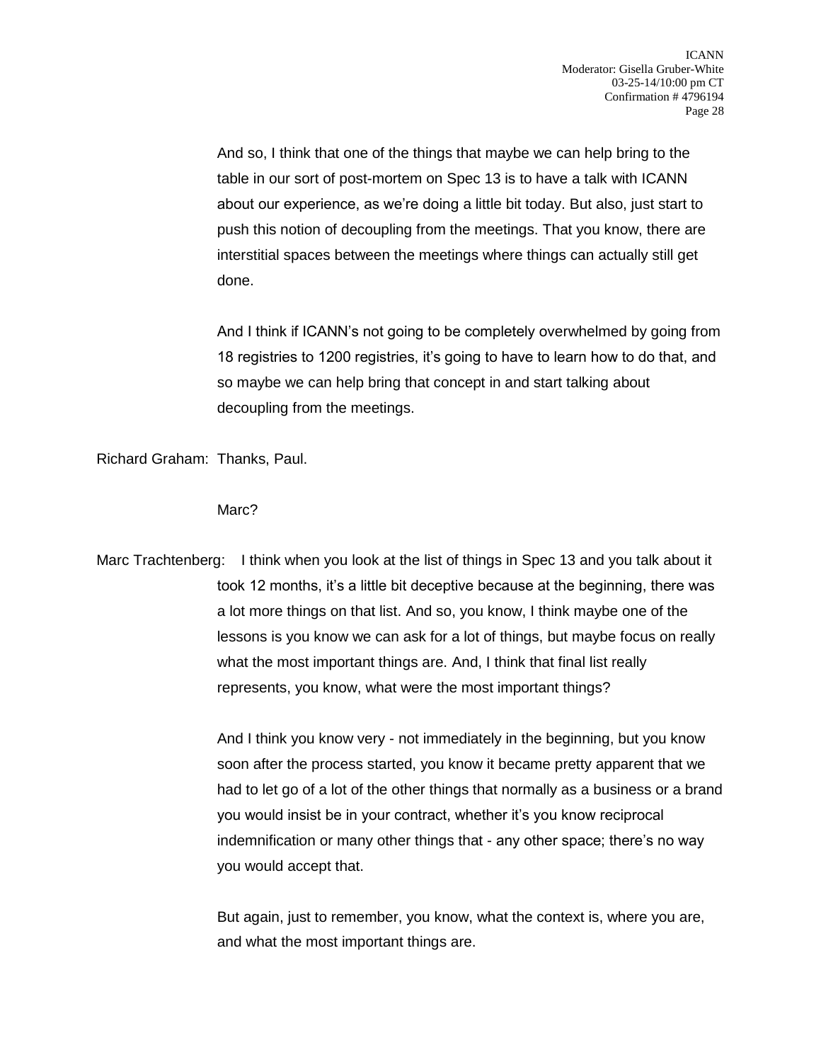And so, I think that one of the things that maybe we can help bring to the table in our sort of post-mortem on Spec 13 is to have a talk with ICANN about our experience, as we're doing a little bit today. But also, just start to push this notion of decoupling from the meetings. That you know, there are interstitial spaces between the meetings where things can actually still get done.

And I think if ICANN's not going to be completely overwhelmed by going from 18 registries to 1200 registries, it's going to have to learn how to do that, and so maybe we can help bring that concept in and start talking about decoupling from the meetings.

Richard Graham: Thanks, Paul.

Marc?

Marc Trachtenberg: I think when you look at the list of things in Spec 13 and you talk about it took 12 months, it's a little bit deceptive because at the beginning, there was a lot more things on that list. And so, you know, I think maybe one of the lessons is you know we can ask for a lot of things, but maybe focus on really what the most important things are. And, I think that final list really represents, you know, what were the most important things?

And I think you know very - not immediately in the beginning, but you know soon after the process started, you know it became pretty apparent that we had to let go of a lot of the other things that normally as a business or a brand you would insist be in your contract, whether it's you know reciprocal indemnification or many other things that - any other space; there's no way you would accept that.

But again, just to remember, you know, what the context is, where you are, and what the most important things are.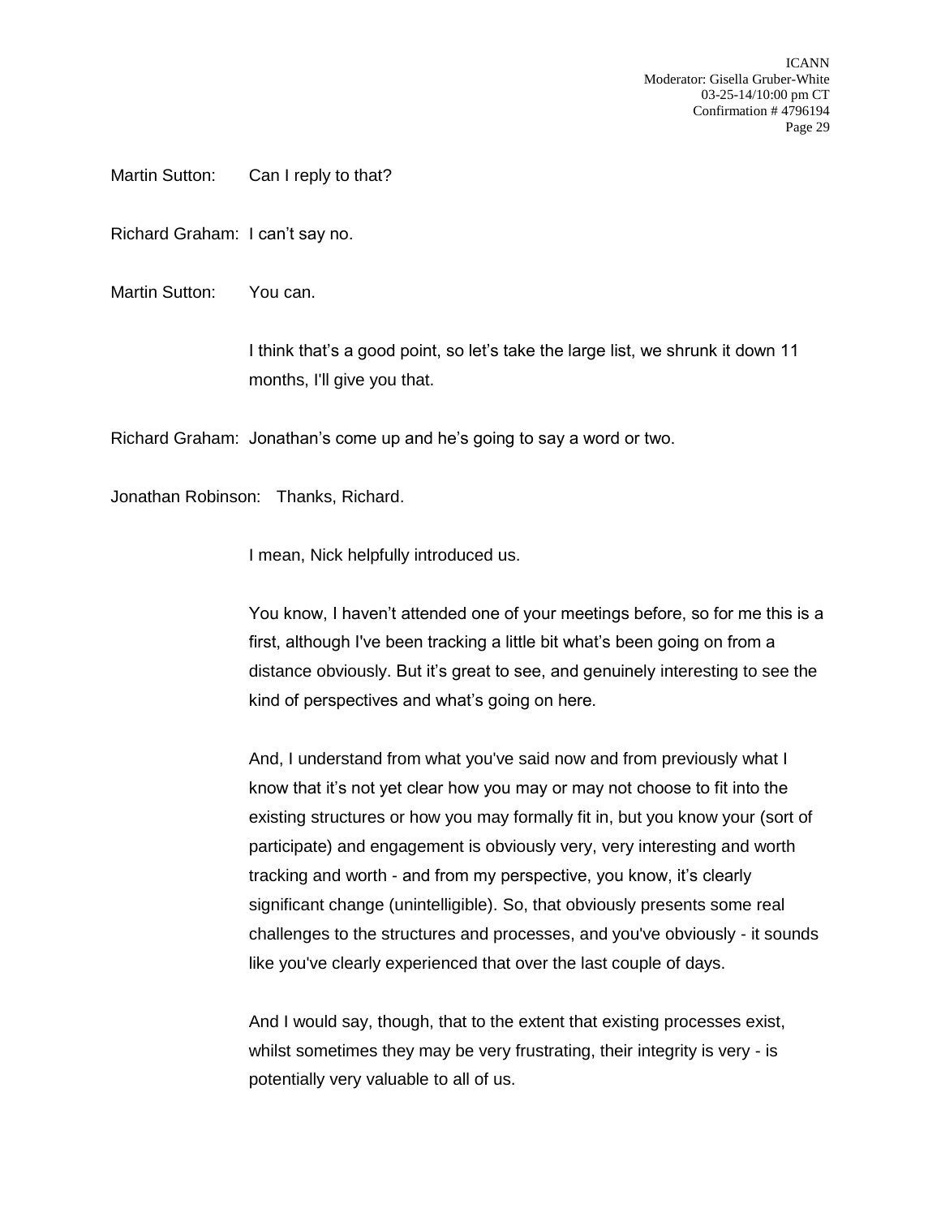Martin Sutton: Can I reply to that?

Richard Graham: I can't say no.

Martin Sutton: You can.

I think that's a good point, so let's take the large list, we shrunk it down 11 months, I'll give you that.

Richard Graham: Jonathan's come up and he's going to say a word or two.

Jonathan Robinson: Thanks, Richard.

I mean, Nick helpfully introduced us.

You know, I haven't attended one of your meetings before, so for me this is a first, although I've been tracking a little bit what's been going on from a distance obviously. But it's great to see, and genuinely interesting to see the kind of perspectives and what's going on here.

And, I understand from what you've said now and from previously what I know that it's not yet clear how you may or may not choose to fit into the existing structures or how you may formally fit in, but you know your (sort of participate) and engagement is obviously very, very interesting and worth tracking and worth - and from my perspective, you know, it's clearly significant change (unintelligible). So, that obviously presents some real challenges to the structures and processes, and you've obviously - it sounds like you've clearly experienced that over the last couple of days.

And I would say, though, that to the extent that existing processes exist, whilst sometimes they may be very frustrating, their integrity is very - is potentially very valuable to all of us.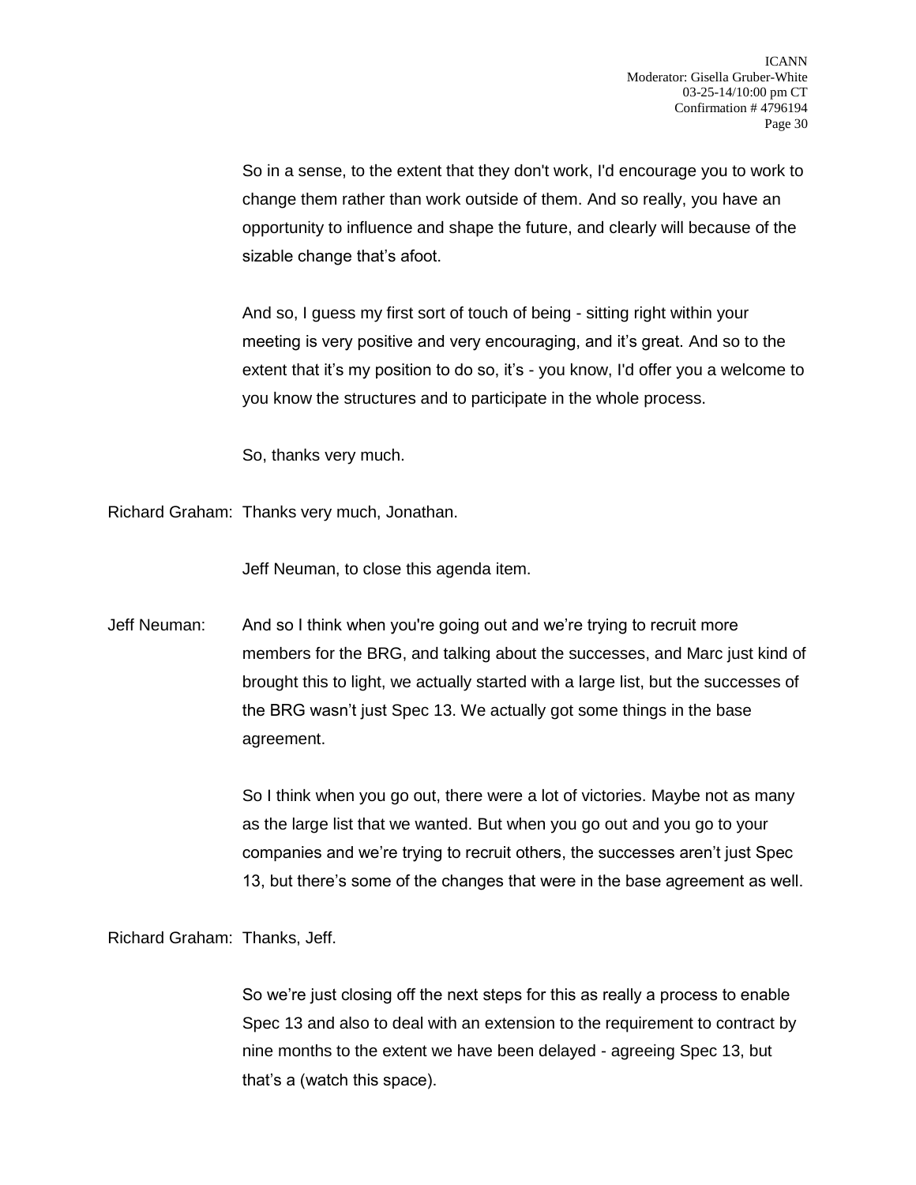So in a sense, to the extent that they don't work, I'd encourage you to work to change them rather than work outside of them. And so really, you have an opportunity to influence and shape the future, and clearly will because of the sizable change that's afoot.

And so, I guess my first sort of touch of being - sitting right within your meeting is very positive and very encouraging, and it's great. And so to the extent that it's my position to do so, it's - you know, I'd offer you a welcome to you know the structures and to participate in the whole process.

So, thanks very much.

Richard Graham: Thanks very much, Jonathan.

Jeff Neuman, to close this agenda item.

Jeff Neuman: And so I think when you're going out and we're trying to recruit more members for the BRG, and talking about the successes, and Marc just kind of brought this to light, we actually started with a large list, but the successes of the BRG wasn't just Spec 13. We actually got some things in the base agreement.

So I think when you go out, there were a lot of victories. Maybe not as many as the large list that we wanted. But when you go out and you go to your companies and we're trying to recruit others, the successes aren't just Spec 13, but there's some of the changes that were in the base agreement as well.

Richard Graham: Thanks, Jeff.

So we're just closing off the next steps for this as really a process to enable Spec 13 and also to deal with an extension to the requirement to contract by nine months to the extent we have been delayed - agreeing Spec 13, but that's a (watch this space).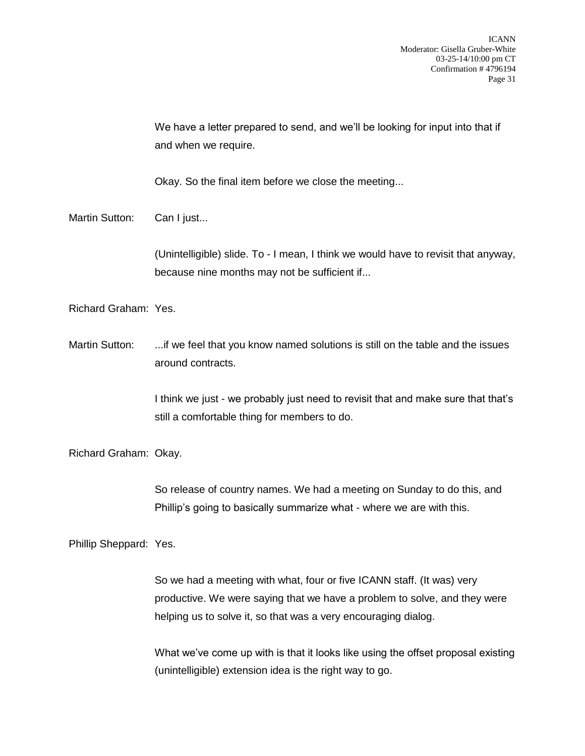We have a letter prepared to send, and we'll be looking for input into that if and when we require.

Okay. So the final item before we close the meeting...

Martin Sutton: Can I just...

(Unintelligible) slide. To - I mean, I think we would have to revisit that anyway, because nine months may not be sufficient if...

Richard Graham: Yes.

Martin Sutton: ...if we feel that you know named solutions is still on the table and the issues around contracts.

I think we just - we probably just need to revisit that and make sure that that's still a comfortable thing for members to do.

Richard Graham: Okay.

So release of country names. We had a meeting on Sunday to do this, and Phillip's going to basically summarize what - where we are with this.

Phillip Sheppard: Yes.

So we had a meeting with what, four or five ICANN staff. (It was) very productive. We were saying that we have a problem to solve, and they were helping us to solve it, so that was a very encouraging dialog.

What we've come up with is that it looks like using the offset proposal existing (unintelligible) extension idea is the right way to go.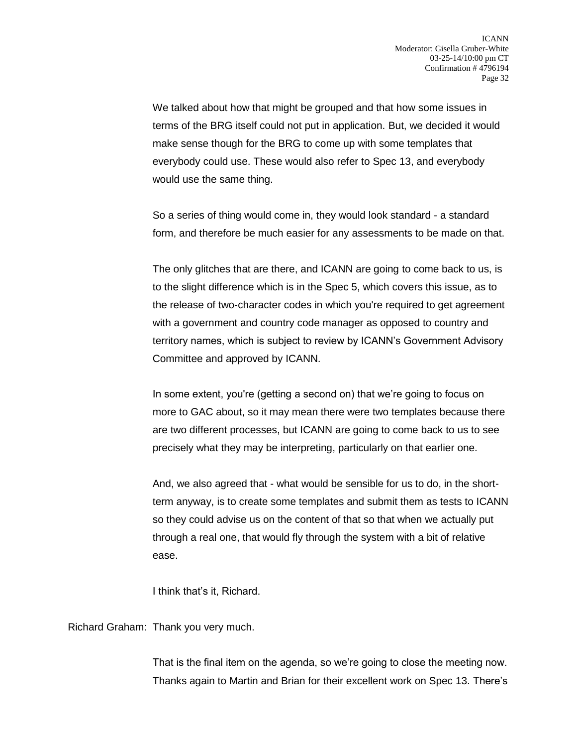We talked about how that might be grouped and that how some issues in terms of the BRG itself could not put in application. But, we decided it would make sense though for the BRG to come up with some templates that everybody could use. These would also refer to Spec 13, and everybody would use the same thing.

So a series of thing would come in, they would look standard - a standard form, and therefore be much easier for any assessments to be made on that.

The only glitches that are there, and ICANN are going to come back to us, is to the slight difference which is in the Spec 5, which covers this issue, as to the release of two-character codes in which you're required to get agreement with a government and country code manager as opposed to country and territory names, which is subject to review by ICANN's Government Advisory Committee and approved by ICANN.

In some extent, you're (getting a second on) that we're going to focus on more to GAC about, so it may mean there were two templates because there are two different processes, but ICANN are going to come back to us to see precisely what they may be interpreting, particularly on that earlier one.

And, we also agreed that - what would be sensible for us to do, in the short-term anyway, is to create some templates and submit them as tests to ICANN so they could advise us on the content of that so that when we actually put through a real one, that would fly through the system with a bit of relative ease.

I think that's it, Richard.

Richard Graham: Thank you very much.

That is the final item on the agenda, so we're going to close the meeting now. Thanks again to Martin and Brian for their excellent work on Spec 13. There's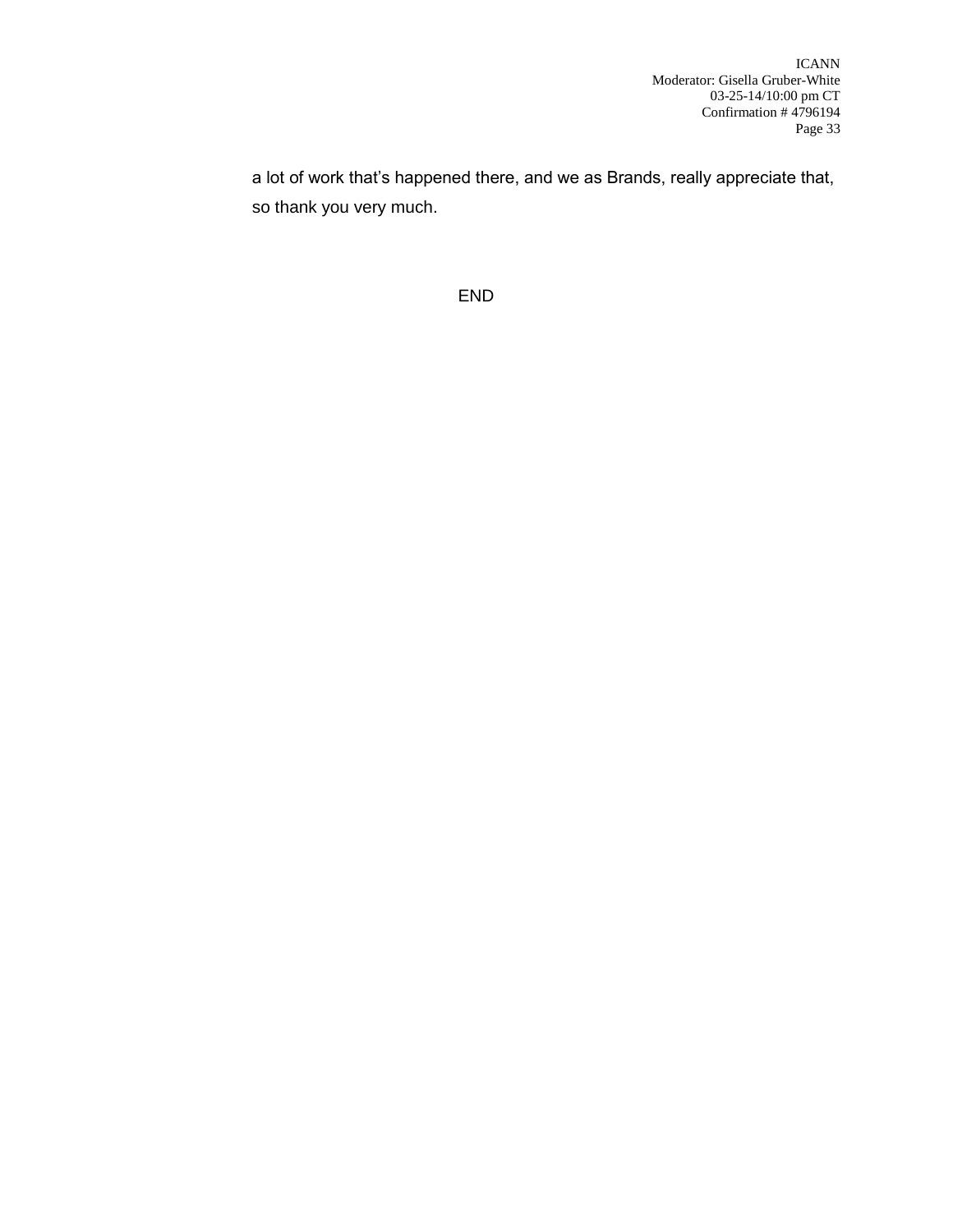a lot of work that's happened there, and we as Brands, really appreciate that, so thank you very much.

END